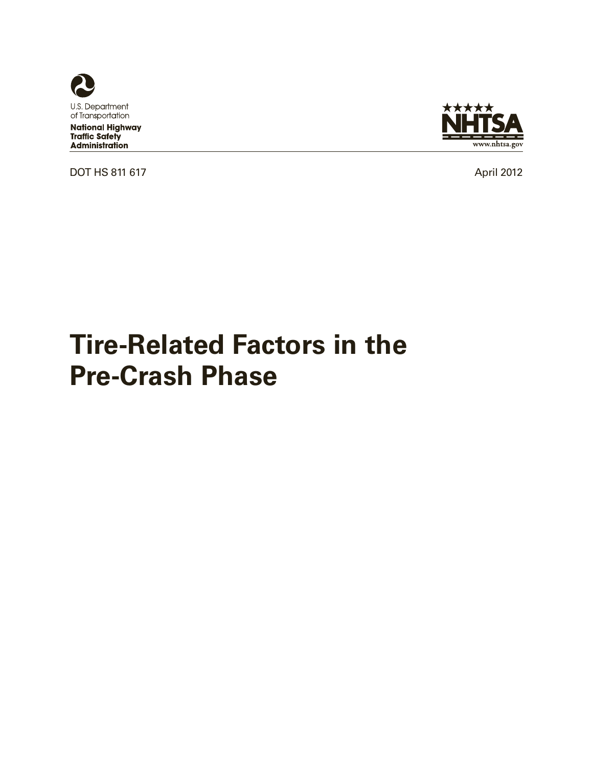U.S. Department of Transportation

**National Highway Traffic Safety Administration**

NHTSA

www.nhtsa.gov

DOT HS 811 617 April 2012

# Tire-Related Factors in the Pre-Crash Phase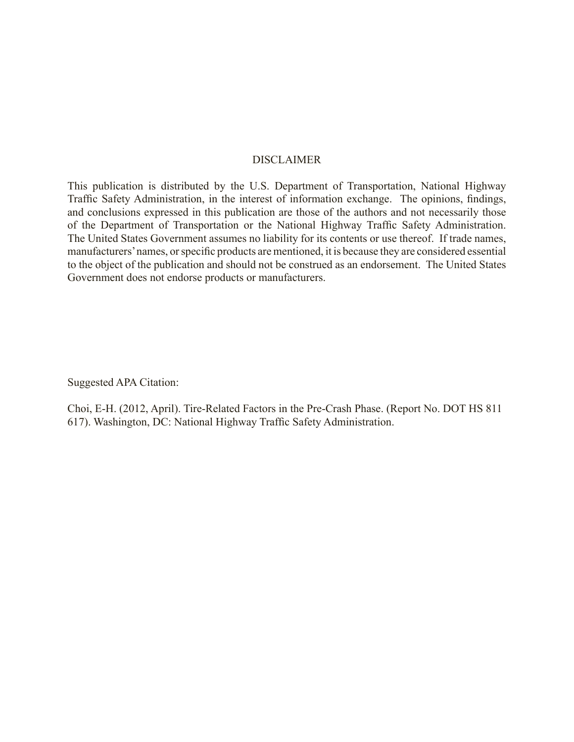# DISCLAIMER

This publication is distributed by the U.S. Department of Transportation, National Highway Traffic Safety Administration, in the interest of information exchange. The opinions, findings, and conclusions expressed in this publication are those of the authors and not necessarily those of the Department of Transportation or the National Highway Traffic Safety Administration. The United States Government assumes no liability for its contents or use thereof. If trade names, manufacturers' names, or specific products are mentioned, it is because they are considered essential to the object of the publication and should not be construed as an endorsement. The United States Government does not endorse products or manufacturers.

Suggested APA Citation:

Choi, E-H. (2012, April). Tire-Related Factors in the Pre-Crash Phase. (Report No. DOT HS 811 617). Washington, DC: National Highway Traffic Safety Administration.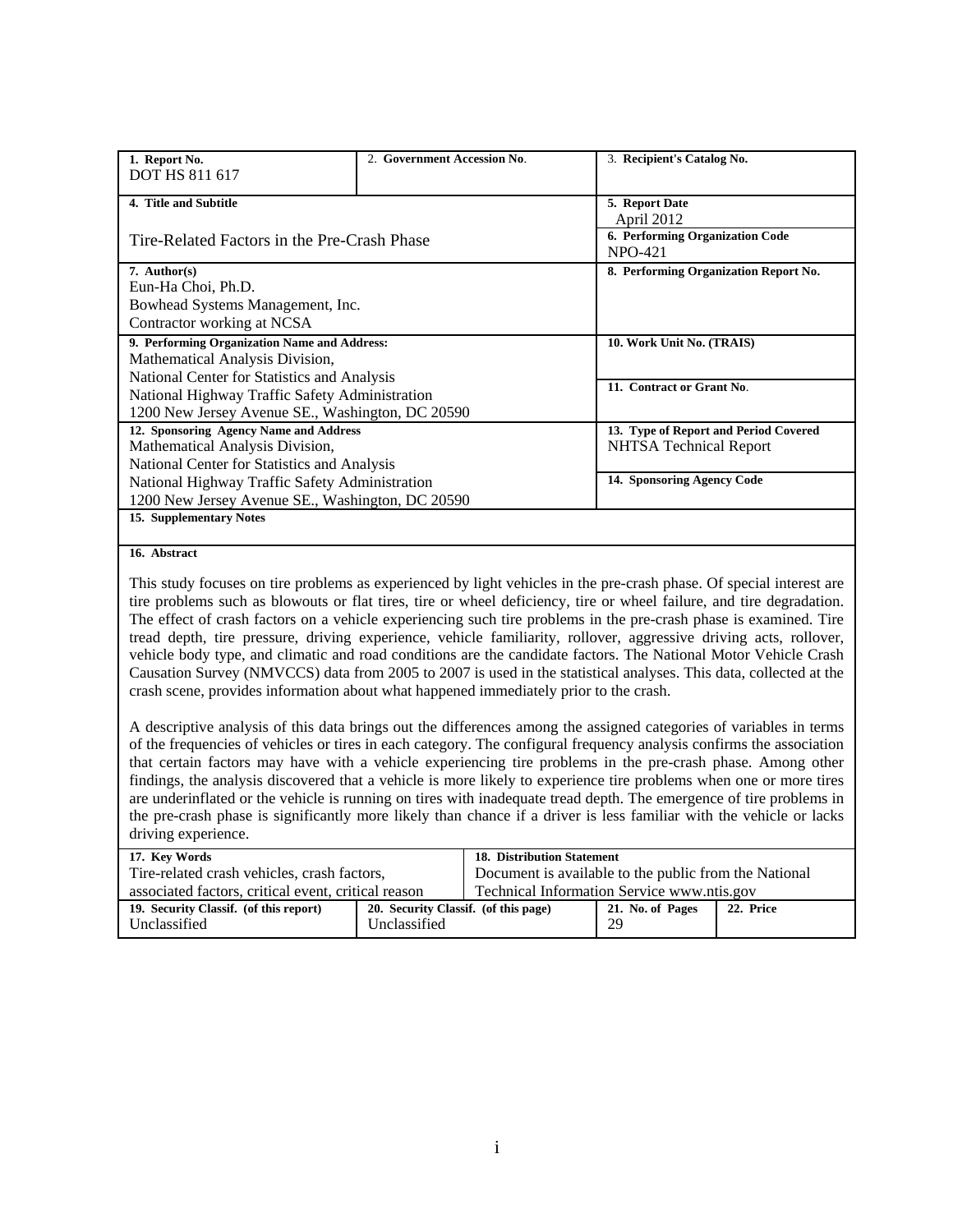| 1. Report No. | 2. Government Accession No. | 3. Recipient's Catalog No. |
|---|---|---|
| DOT HS 811 617 | | |
| 4. Title and Subtitle<br>Tire-Related Factors in the Pre-Crash Phase | | 5. Report Date<br>April 2012<br>6. Performing Organization Code<br>NPO-421 |
| 7. Author(s)<br>Eun-Ha Choi, Ph.D.<br>Bowhead Systems Management, Inc.<br>Contractor working at NCSA | | 8. Performing Organization Report No. |
| 9. Performing Organization Name and Address:<br>Mathematical Analysis Division,<br>National Center for Statistics and Analysis<br>National Highway Traffic Safety Administration<br>1200 New Jersey Avenue SE., Washington, DC 20590 | | 10. Work Unit No. (TRAIS)<br>11. Contract or Grant No. |
| 12. Sponsoring Agency Name and Address<br>Mathematical Analysis Division,<br>National Center for Statistics and Analysis<br>National Highway Traffic Safety Administration<br>1200 New Jersey Avenue SE., Washington, DC 20590 | | 13. Type of Report and Period Covered<br>NHTSA Technical Report<br>14. Sponsoring Agency Code |
| 15. Supplementary Notes | | |

**16. Abstract**

This study focuses on tire problems as experienced by light vehicles in the pre-crash phase. Of special interest are tire problems such as blowouts or flat tires, tire or wheel deficiency, tire or wheel failure, and tire degradation. The effect of crash factors on a vehicle experiencing such tire problems in the pre-crash phase is examined. Tire tread depth, tire pressure, driving experience, vehicle familiarity, rollover, aggressive driving acts, rollover, vehicle body type, and climatic and road conditions are the candidate factors. The National Motor Vehicle Crash Causation Survey (NMVCCS) data from 2005 to 2007 is used in the statistical analyses. This data, collected at the crash scene, provides information about what happened immediately prior to the crash.

A descriptive analysis of this data brings out the differences among the assigned categories of variables in terms of the frequencies of vehicles or tires in each category. The configural frequency analysis confirms the association that certain factors may have with a vehicle experiencing tire problems in the pre-crash phase. Among other findings, the analysis discovered that a vehicle is more likely to experience tire problems when one or more tires are underinflated or the vehicle is running on tires with inadequate tread depth. The emergence of tire problems in the pre-crash phase is significantly more likely than chance if a driver is less familiar with the vehicle or lacks driving experience.

| 17. Key Words | 18. Distribution Statement | | |
|---|---|---|---|
| Tire-related crash vehicles, crash factors, associated factors, critical event, critical reason | Document is available to the public from the National Technical Information Service www.ntis.gov | | |
| **19. Security Classif. (of this report)** | **20. Security Classif. (of this page)** | **21. No. of Pages** | **22. Price** |
| Unclassified | Unclassified | 29 | |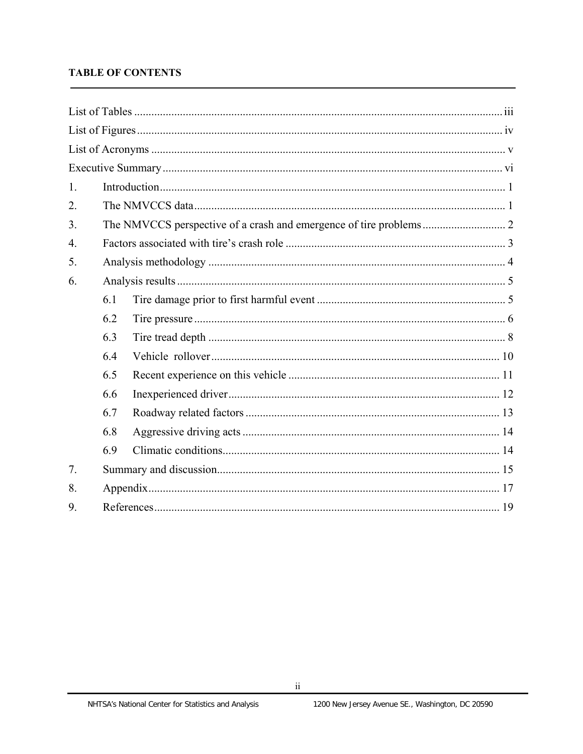**TABLE OF CONTENTS**

List of Tables ............ iii
List of Figures ............ iv
List of Acronyms ............ v
Executive Summary ............ vi

1. Introduction ............ 1
2. The NMVCCS data ............ 1
3. The NMVCCS perspective of a crash and emergence of tire problems ............ 2
4. Factors associated with tire's crash role ............ 3
5. Analysis methodology ............ 4
6. Analysis results ............ 5
   - 6.1 Tire damage prior to first harmful event ............ 5
   - 6.2 Tire pressure ............ 6
   - 6.3 Tire tread depth ............ 8
   - 6.4 Vehicle rollover ............ 10
   - 6.5 Recent experience on this vehicle ............ 11
   - 6.6 Inexperienced driver ............ 12
   - 6.7 Roadway related factors ............ 13
   - 6.8 Aggressive driving acts ............ 14
   - 6.9 Climatic conditions ............ 14
7. Summary and discussion ............ 15
8. Appendix ............ 17
9. References ............ 19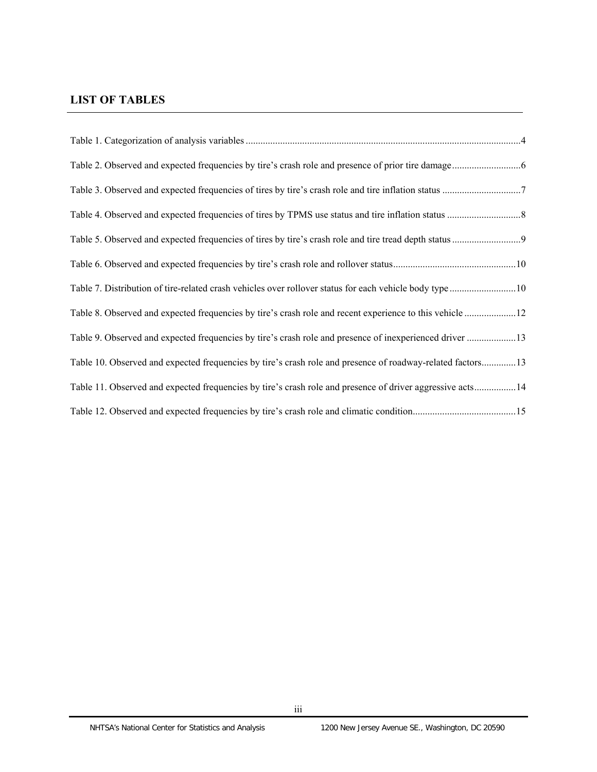## LIST OF TABLES

Table 1. Categorization of analysis variables ................................................................................................................4

Table 2. Observed and expected frequencies by tire's crash role and presence of prior tire damage............................6

Table 3. Observed and expected frequencies of tires by tire's crash role and tire inflation status ................................7

Table 4. Observed and expected frequencies of tires by TPMS use status and tire inflation status ..............................8

Table 5. Observed and expected frequencies of tires by tire's crash role and tire tread depth status ............................9

Table 6. Observed and expected frequencies by tire's crash role and rollover status..................................................10

Table 7. Distribution of tire-related crash vehicles over rollover status for each vehicle body type ...........................10

Table 8. Observed and expected frequencies by tire's crash role and recent experience to this vehicle .....................12

Table 9. Observed and expected frequencies by tire's crash role and presence of inexperienced driver ....................13

Table 10. Observed and expected frequencies by tire's crash role and presence of roadway-related factors..............13

Table 11. Observed and expected frequencies by tire's crash role and presence of driver aggressive acts.................14

Table 12. Observed and expected frequencies by tire's crash role and climatic condition..........................................15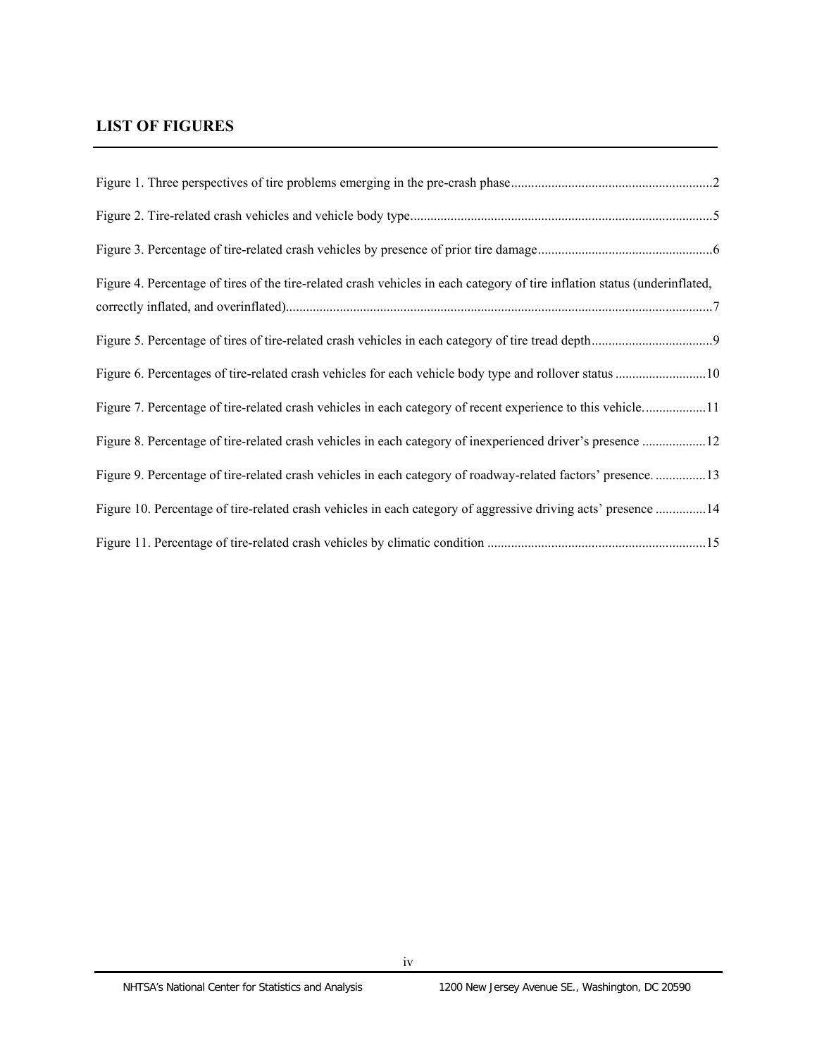## LIST OF FIGURES

Figure 1. Three perspectives of tire problems emerging in the pre-crash phase ... 2

Figure 2. Tire-related crash vehicles and vehicle body type ... 5

Figure 3. Percentage of tire-related crash vehicles by presence of prior tire damage ... 6

Figure 4. Percentage of tires of the tire-related crash vehicles in each category of tire inflation status (underinflated, correctly inflated, and overinflated) ... 7

Figure 5. Percentage of tires of tire-related crash vehicles in each category of tire tread depth ... 9

Figure 6. Percentages of tire-related crash vehicles for each vehicle body type and rollover status ... 10

Figure 7. Percentage of tire-related crash vehicles in each category of recent experience to this vehicle. ... 11

Figure 8. Percentage of tire-related crash vehicles in each category of inexperienced driver's presence ... 12

Figure 9. Percentage of tire-related crash vehicles in each category of roadway-related factors' presence. ... 13

Figure 10. Percentage of tire-related crash vehicles in each category of aggressive driving acts' presence ... 14

Figure 11. Percentage of tire-related crash vehicles by climatic condition ... 15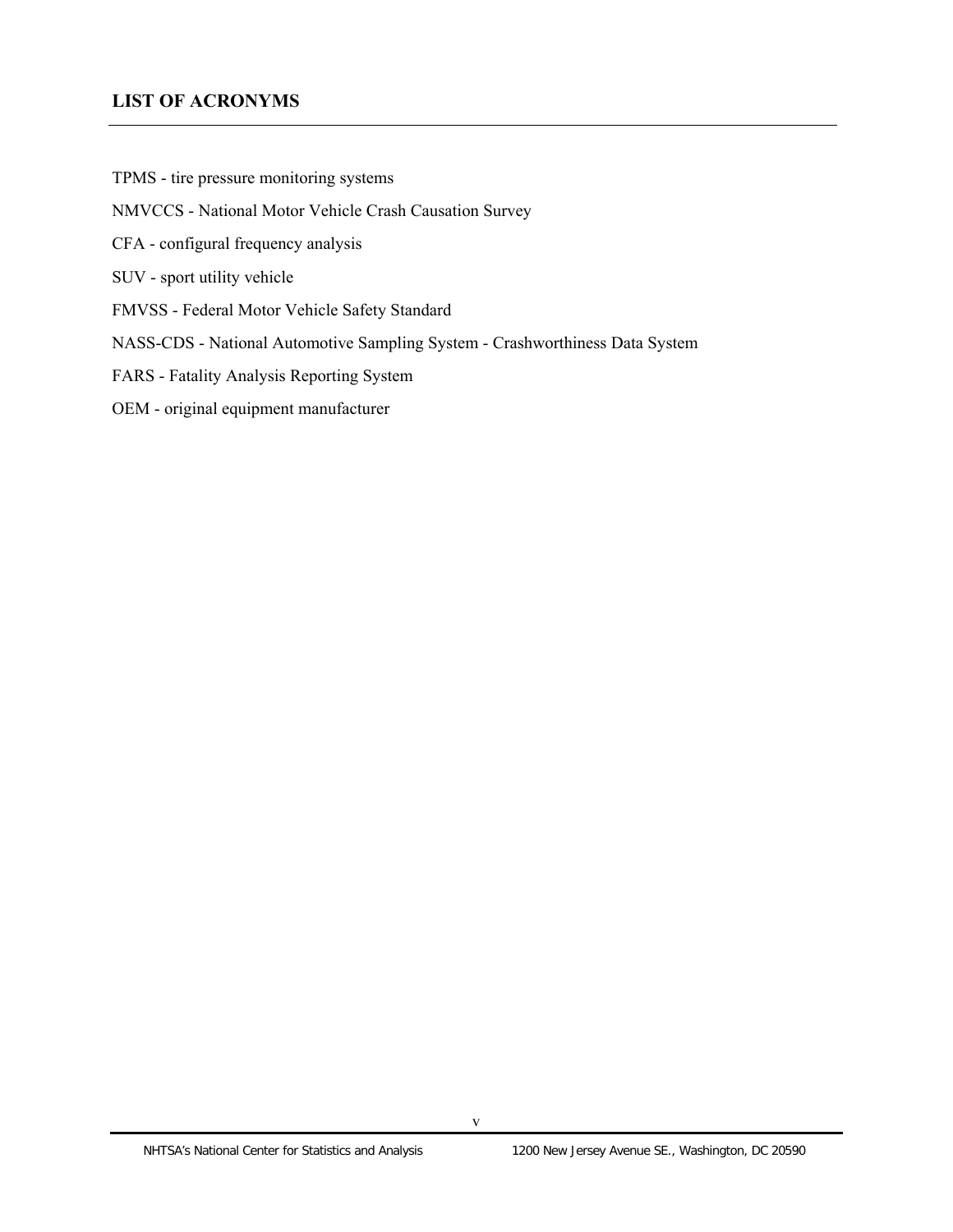## LIST OF ACRONYMS

TPMS - tire pressure monitoring systems

NMVCCS - National Motor Vehicle Crash Causation Survey

CFA - configural frequency analysis

SUV - sport utility vehicle

FMVSS - Federal Motor Vehicle Safety Standard

NASS-CDS - National Automotive Sampling System - Crashworthiness Data System

FARS - Fatality Analysis Reporting System

OEM - original equipment manufacturer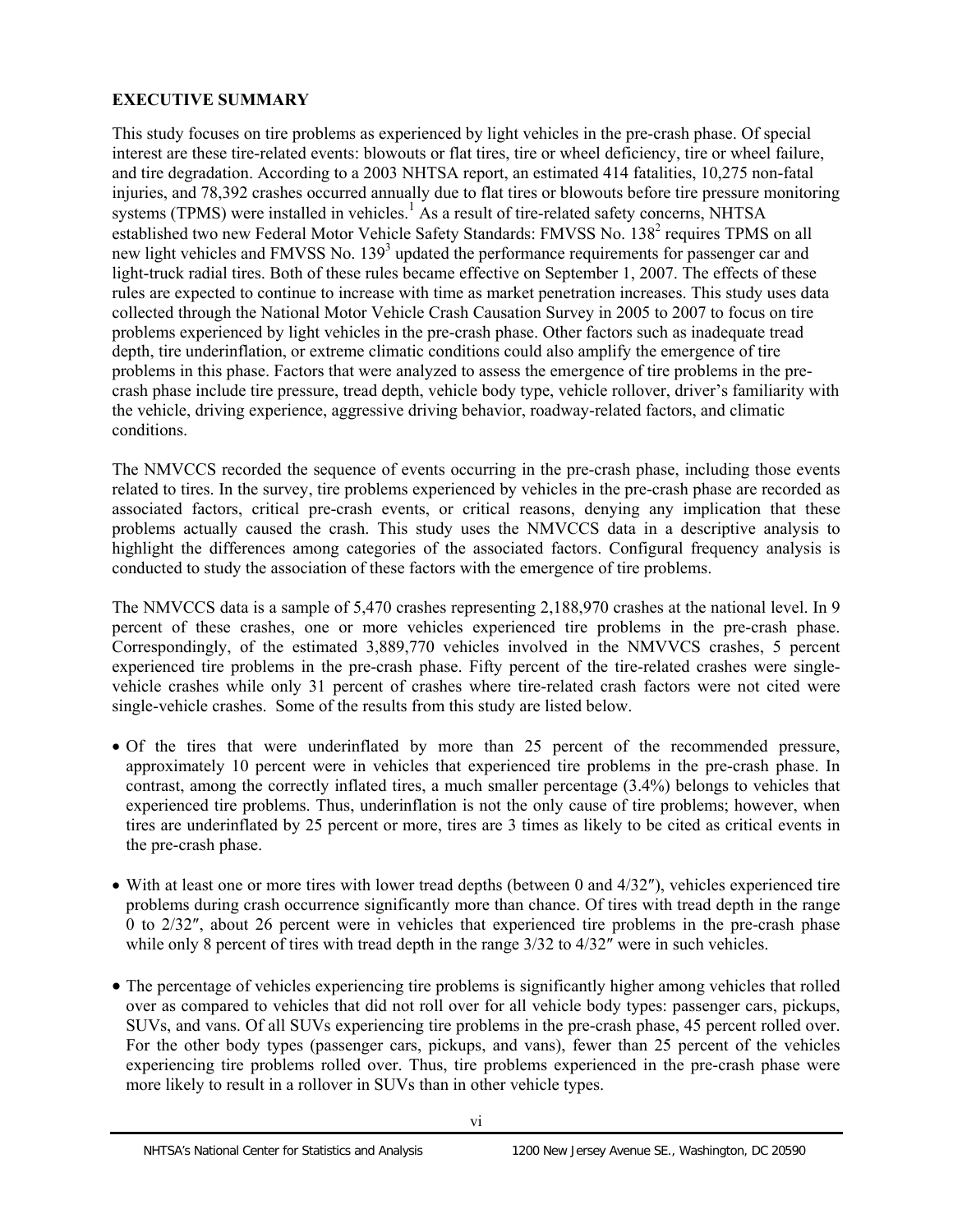## EXECUTIVE SUMMARY

This study focuses on tire problems as experienced by light vehicles in the pre-crash phase. Of special interest are these tire-related events: blowouts or flat tires, tire or wheel deficiency, tire or wheel failure, and tire degradation. According to a 2003 NHTSA report, an estimated 414 fatalities, 10,275 non-fatal injuries, and 78,392 crashes occurred annually due to flat tires or blowouts before tire pressure monitoring systems (TPMS) were installed in vehicles.[1] As a result of tire-related safety concerns, NHTSA established two new Federal Motor Vehicle Safety Standards: FMVSS No. 138[2] requires TPMS on all new light vehicles and FMVSS No. 139[3] updated the performance requirements for passenger car and light-truck radial tires. Both of these rules became effective on September 1, 2007. The effects of these rules are expected to continue to increase with time as market penetration increases. This study uses data collected through the National Motor Vehicle Crash Causation Survey in 2005 to 2007 to focus on tire problems experienced by light vehicles in the pre-crash phase. Other factors such as inadequate tread depth, tire underinflation, or extreme climatic conditions could also amplify the emergence of tire problems in this phase. Factors that were analyzed to assess the emergence of tire problems in the pre-crash phase include tire pressure, tread depth, vehicle body type, vehicle rollover, driver's familiarity with the vehicle, driving experience, aggressive driving behavior, roadway-related factors, and climatic conditions.

The NMVCCS recorded the sequence of events occurring in the pre-crash phase, including those events related to tires. In the survey, tire problems experienced by vehicles in the pre-crash phase are recorded as associated factors, critical pre-crash events, or critical reasons, denying any implication that these problems actually caused the crash. This study uses the NMVCCS data in a descriptive analysis to highlight the differences among categories of the associated factors. Configural frequency analysis is conducted to study the association of these factors with the emergence of tire problems.

The NMVCCS data is a sample of 5,470 crashes representing 2,188,970 crashes at the national level. In 9 percent of these crashes, one or more vehicles experienced tire problems in the pre-crash phase. Correspondingly, of the estimated 3,889,770 vehicles involved in the NMVVCS crashes, 5 percent experienced tire problems in the pre-crash phase. Fifty percent of the tire-related crashes were single-vehicle crashes while only 31 percent of crashes where tire-related crash factors were not cited were single-vehicle crashes. Some of the results from this study are listed below.

- Of the tires that were underinflated by more than 25 percent of the recommended pressure, approximately 10 percent were in vehicles that experienced tire problems in the pre-crash phase. In contrast, among the correctly inflated tires, a much smaller percentage (3.4%) belongs to vehicles that experienced tire problems. Thus, underinflation is not the only cause of tire problems; however, when tires are underinflated by 25 percent or more, tires are 3 times as likely to be cited as critical events in the pre-crash phase.
- With at least one or more tires with lower tread depths (between 0 and 4/32″), vehicles experienced tire problems during crash occurrence significantly more than chance. Of tires with tread depth in the range 0 to 2/32″, about 26 percent were in vehicles that experienced tire problems in the pre-crash phase while only 8 percent of tires with tread depth in the range 3/32 to 4/32″ were in such vehicles.
- The percentage of vehicles experiencing tire problems is significantly higher among vehicles that rolled over as compared to vehicles that did not roll over for all vehicle body types: passenger cars, pickups, SUVs, and vans. Of all SUVs experiencing tire problems in the pre-crash phase, 45 percent rolled over. For the other body types (passenger cars, pickups, and vans), fewer than 25 percent of the vehicles experiencing tire problems rolled over. Thus, tire problems experienced in the pre-crash phase were more likely to result in a rollover in SUVs than in other vehicle types.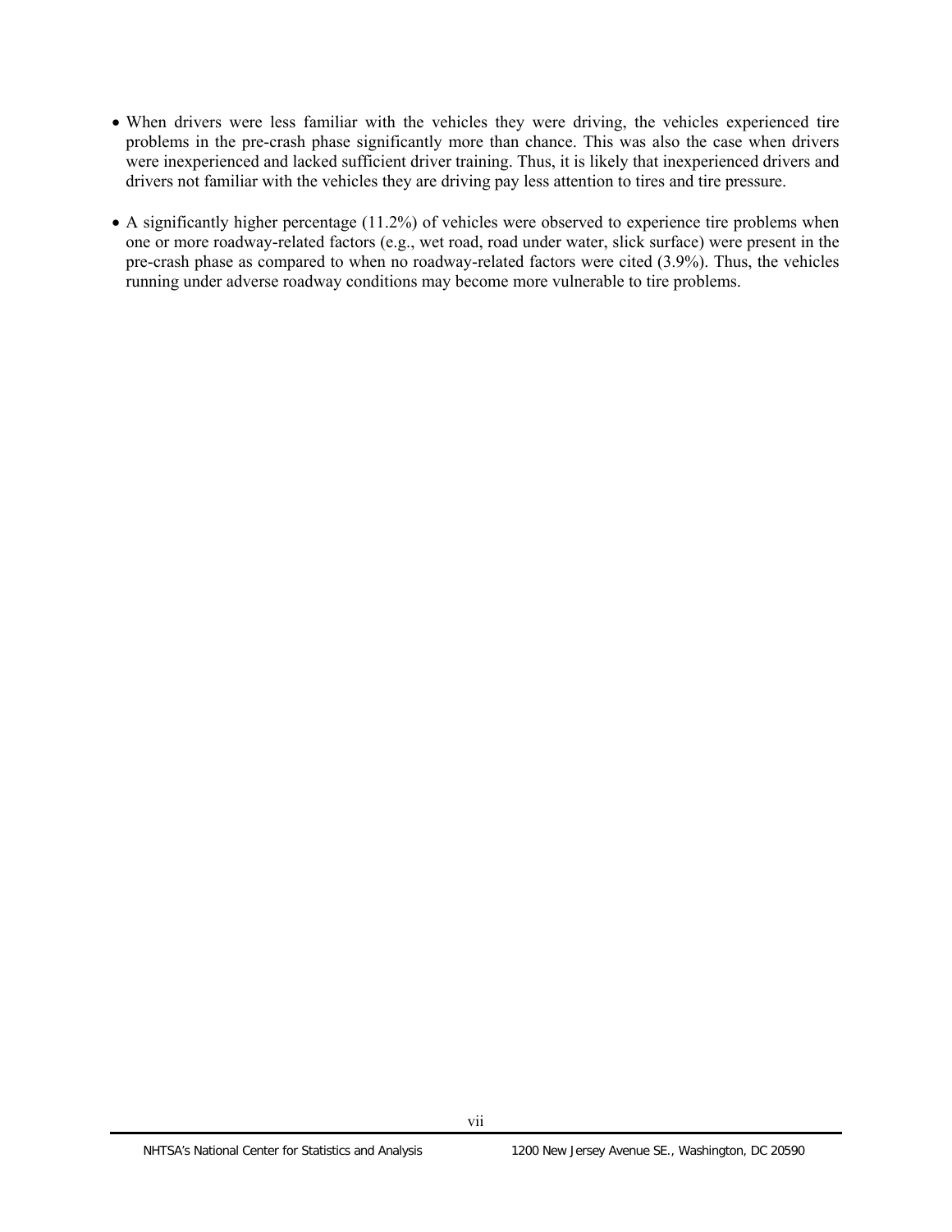- When drivers were less familiar with the vehicles they were driving, the vehicles experienced tire problems in the pre-crash phase significantly more than chance. This was also the case when drivers were inexperienced and lacked sufficient driver training. Thus, it is likely that inexperienced drivers and drivers not familiar with the vehicles they are driving pay less attention to tires and tire pressure.
- A significantly higher percentage (11.2%) of vehicles were observed to experience tire problems when one or more roadway-related factors (e.g., wet road, road under water, slick surface) were present in the pre-crash phase as compared to when no roadway-related factors were cited (3.9%). Thus, the vehicles running under adverse roadway conditions may become more vulnerable to tire problems.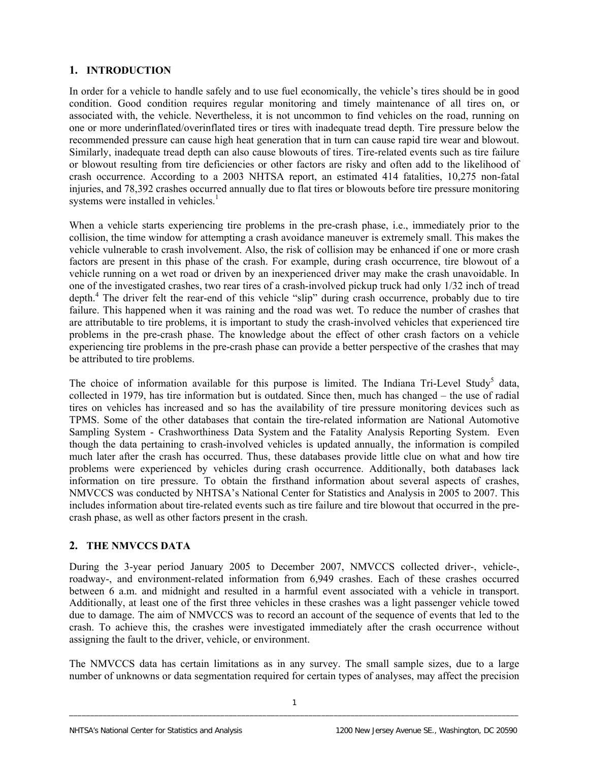## 1. INTRODUCTION

In order for a vehicle to handle safely and to use fuel economically, the vehicle's tires should be in good condition. Good condition requires regular monitoring and timely maintenance of all tires on, or associated with, the vehicle. Nevertheless, it is not uncommon to find vehicles on the road, running on one or more underinflated/overinflated tires or tires with inadequate tread depth. Tire pressure below the recommended pressure can cause high heat generation that in turn can cause rapid tire wear and blowout. Similarly, inadequate tread depth can also cause blowouts of tires. Tire-related events such as tire failure or blowout resulting from tire deficiencies or other factors are risky and often add to the likelihood of crash occurrence. According to a 2003 NHTSA report, an estimated 414 fatalities, 10,275 non-fatal injuries, and 78,392 crashes occurred annually due to flat tires or blowouts before tire pressure monitoring systems were installed in vehicles.[1]

When a vehicle starts experiencing tire problems in the pre-crash phase, i.e., immediately prior to the collision, the time window for attempting a crash avoidance maneuver is extremely small. This makes the vehicle vulnerable to crash involvement. Also, the risk of collision may be enhanced if one or more crash factors are present in this phase of the crash. For example, during crash occurrence, tire blowout of a vehicle running on a wet road or driven by an inexperienced driver may make the crash unavoidable. In one of the investigated crashes, two rear tires of a crash-involved pickup truck had only 1/32 inch of tread depth.[4] The driver felt the rear-end of this vehicle "slip" during crash occurrence, probably due to tire failure. This happened when it was raining and the road was wet. To reduce the number of crashes that are attributable to tire problems, it is important to study the crash-involved vehicles that experienced tire problems in the pre-crash phase. The knowledge about the effect of other crash factors on a vehicle experiencing tire problems in the pre-crash phase can provide a better perspective of the crashes that may be attributed to tire problems.

The choice of information available for this purpose is limited. The Indiana Tri-Level Study[5] data, collected in 1979, has tire information but is outdated. Since then, much has changed – the use of radial tires on vehicles has increased and so has the availability of tire pressure monitoring devices such as TPMS. Some of the other databases that contain the tire-related information are National Automotive Sampling System - Crashworthiness Data System and the Fatality Analysis Reporting System. Even though the data pertaining to crash-involved vehicles is updated annually, the information is compiled much later after the crash has occurred. Thus, these databases provide little clue on what and how tire problems were experienced by vehicles during crash occurrence. Additionally, both databases lack information on tire pressure. To obtain the firsthand information about several aspects of crashes, NMVCCS was conducted by NHTSA's National Center for Statistics and Analysis in 2005 to 2007. This includes information about tire-related events such as tire failure and tire blowout that occurred in the pre-crash phase, as well as other factors present in the crash.

## 2. THE NMVCCS DATA

During the 3-year period January 2005 to December 2007, NMVCCS collected driver-, vehicle-, roadway-, and environment-related information from 6,949 crashes. Each of these crashes occurred between 6 a.m. and midnight and resulted in a harmful event associated with a vehicle in transport. Additionally, at least one of the first three vehicles in these crashes was a light passenger vehicle towed due to damage. The aim of NMVCCS was to record an account of the sequence of events that led to the crash. To achieve this, the crashes were investigated immediately after the crash occurrence without assigning the fault to the driver, vehicle, or environment.

The NMVCCS data has certain limitations as in any survey. The small sample sizes, due to a large number of unknowns or data segmentation required for certain types of analyses, may affect the precision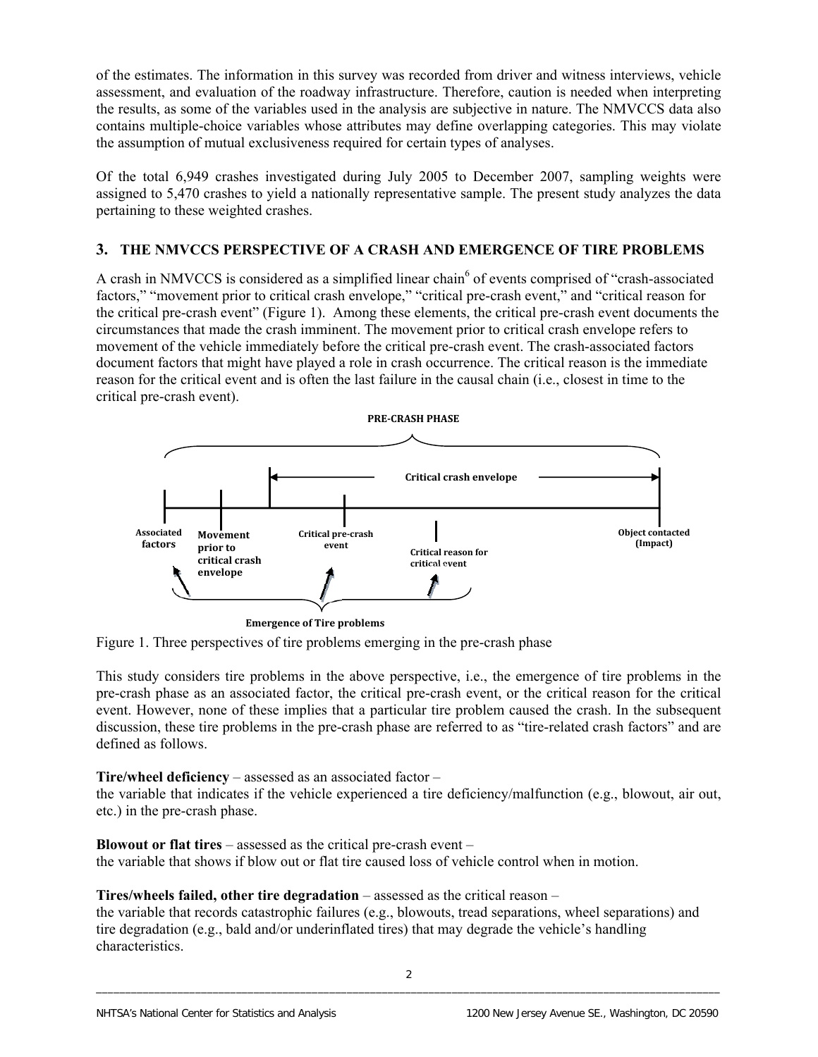of the estimates. The information in this survey was recorded from driver and witness interviews, vehicle assessment, and evaluation of the roadway infrastructure. Therefore, caution is needed when interpreting the results, as some of the variables used in the analysis are subjective in nature. The NMVCCS data also contains multiple-choice variables whose attributes may define overlapping categories. This may violate the assumption of mutual exclusiveness required for certain types of analyses.

Of the total 6,949 crashes investigated during July 2005 to December 2007, sampling weights were assigned to 5,470 crashes to yield a nationally representative sample. The present study analyzes the data pertaining to these weighted crashes.

## 3. THE NMVCCS PERSPECTIVE OF A CRASH AND EMERGENCE OF TIRE PROBLEMS

A crash in NMVCCS is considered as a simplified linear chain[6] of events comprised of "crash-associated factors," "movement prior to critical crash envelope," "critical pre-crash event," and "critical reason for the critical pre-crash event" (Figure 1). Among these elements, the critical pre-crash event documents the circumstances that made the crash imminent. The movement prior to critical crash envelope refers to movement of the vehicle immediately before the critical pre-crash event. The crash-associated factors document factors that might have played a role in crash occurrence. The critical reason is the immediate reason for the critical event and is often the last failure in the causal chain (i.e., closest in time to the critical pre-crash event).

PRE-CRASH PHASE

Critical crash envelope

Associated factors | Movement prior to critical crash envelope | Critical pre-crash event | Critical reason for critical event | Object contacted (Impact)

Emergence of Tire problems

Figure 1. Three perspectives of tire problems emerging in the pre-crash phase

This study considers tire problems in the above perspective, i.e., the emergence of tire problems in the pre-crash phase as an associated factor, the critical pre-crash event, or the critical reason for the critical event. However, none of these implies that a particular tire problem caused the crash. In the subsequent discussion, these tire problems in the pre-crash phase are referred to as "tire-related crash factors" and are defined as follows.

**Tire/wheel deficiency** – assessed as an associated factor –
the variable that indicates if the vehicle experienced a tire deficiency/malfunction (e.g., blowout, air out, etc.) in the pre-crash phase.

**Blowout or flat tires** – assessed as the critical pre-crash event –
the variable that shows if blow out or flat tire caused loss of vehicle control when in motion.

**Tires/wheels failed, other tire degradation** – assessed as the critical reason –
the variable that records catastrophic failures (e.g., blowouts, tread separations, wheel separations) and tire degradation (e.g., bald and/or underinflated tires) that may degrade the vehicle's handling characteristics.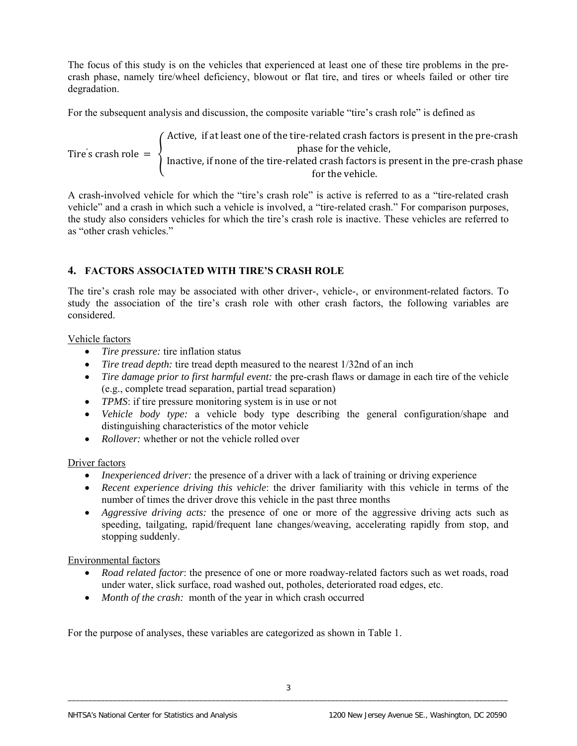The focus of this study is on the vehicles that experienced at least one of these tire problems in the pre-crash phase, namely tire/wheel deficiency, blowout or flat tire, and tires or wheels failed or other tire degradation.

For the subsequent analysis and discussion, the composite variable "tire's crash role" is defined as

$$\text{Tire's crash role} = \begin{cases} \text{Active, if at least one of the tire-related crash factors is present in the pre-crash phase for the vehicle,} \\ \text{Inactive, if none of the tire-related crash factors is present in the pre-crash phase for the vehicle.} \end{cases}$$

A crash-involved vehicle for which the "tire's crash role" is active is referred to as a "tire-related crash vehicle" and a crash in which such a vehicle is involved, a "tire-related crash." For comparison purposes, the study also considers vehicles for which the tire's crash role is inactive. These vehicles are referred to as "other crash vehicles."

## 4. FACTORS ASSOCIATED WITH TIRE'S CRASH ROLE

The tire's crash role may be associated with other driver-, vehicle-, or environment-related factors. To study the association of the tire's crash role with other crash factors, the following variables are considered.

Vehicle factors

- *Tire pressure:* tire inflation status
- *Tire tread depth:* tire tread depth measured to the nearest 1/32nd of an inch
- *Tire damage prior to first harmful event:* the pre-crash flaws or damage in each tire of the vehicle (e.g., complete tread separation, partial tread separation)
- *TPMS*: if tire pressure monitoring system is in use or not
- *Vehicle body type:* a vehicle body type describing the general configuration/shape and distinguishing characteristics of the motor vehicle
- *Rollover:* whether or not the vehicle rolled over

Driver factors

- *Inexperienced driver:* the presence of a driver with a lack of training or driving experience
- *Recent experience driving this vehicle*: the driver familiarity with this vehicle in terms of the number of times the driver drove this vehicle in the past three months
- *Aggressive driving acts:* the presence of one or more of the aggressive driving acts such as speeding, tailgating, rapid/frequent lane changes/weaving, accelerating rapidly from stop, and stopping suddenly.

Environmental factors

- *Road related factor*: the presence of one or more roadway-related factors such as wet roads, road under water, slick surface, road washed out, potholes, deteriorated road edges, etc.
- *Month of the crash:* month of the year in which crash occurred

For the purpose of analyses, these variables are categorized as shown in Table 1.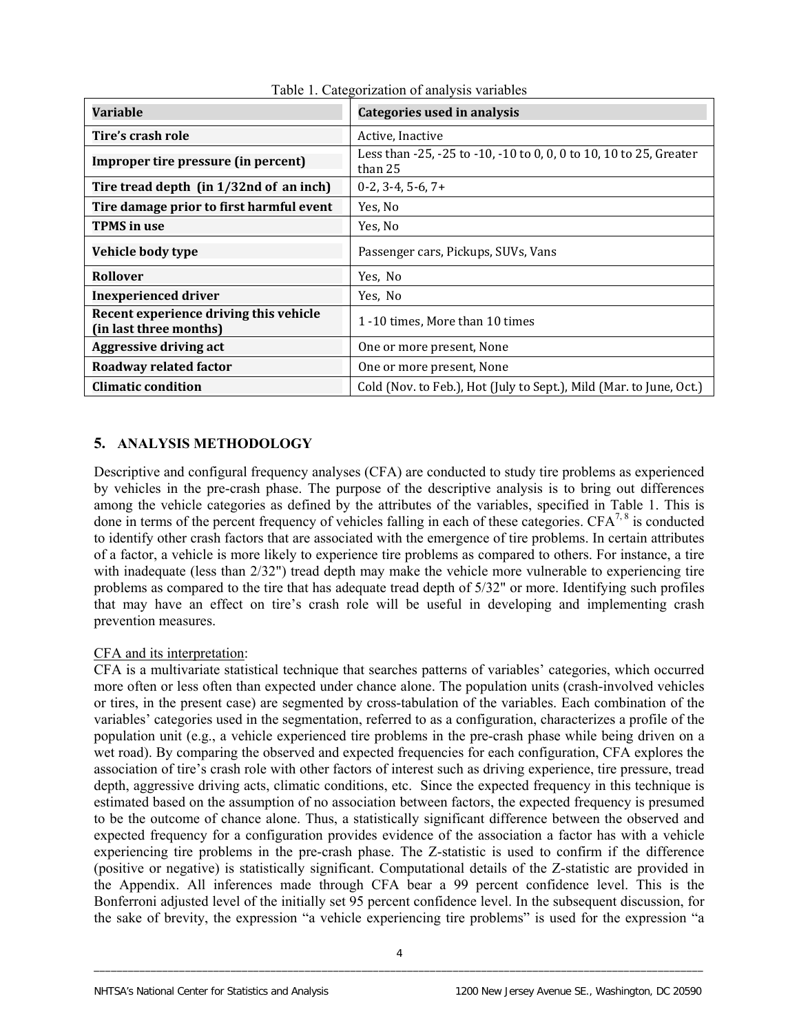Table 1. Categorization of analysis variables

| Variable | Categories used in analysis |
|---|---|
| **Tire's crash role** | Active, Inactive |
| **Improper tire pressure (in percent)** | Less than -25, -25 to -10, -10 to 0, 0, 0 to 10, 10 to 25, Greater than 25 |
| **Tire tread depth (in 1/32nd of an inch)** | 0-2, 3-4, 5-6, 7+ |
| **Tire damage prior to first harmful event** | Yes, No |
| **TPMS in use** | Yes, No |
| **Vehicle body type** | Passenger cars, Pickups, SUVs, Vans |
| **Rollover** | Yes, No |
| **Inexperienced driver** | Yes, No |
| **Recent experience driving this vehicle (in last three months)** | 1 -10 times, More than 10 times |
| **Aggressive driving act** | One or more present, None |
| **Roadway related factor** | One or more present, None |
| **Climatic condition** | Cold (Nov. to Feb.), Hot (July to Sept.), Mild (Mar. to June, Oct.) |

## 5. ANALYSIS METHODOLOGY

Descriptive and configural frequency analyses (CFA) are conducted to study tire problems as experienced by vehicles in the pre-crash phase. The purpose of the descriptive analysis is to bring out differences among the vehicle categories as defined by the attributes of the variables, specified in Table 1. This is done in terms of the percent frequency of vehicles falling in each of these categories. CFA[7, 8] is conducted to identify other crash factors that are associated with the emergence of tire problems. In certain attributes of a factor, a vehicle is more likely to experience tire problems as compared to others. For instance, a tire with inadequate (less than 2/32") tread depth may make the vehicle more vulnerable to experiencing tire problems as compared to the tire that has adequate tread depth of 5/32" or more. Identifying such profiles that may have an effect on tire's crash role will be useful in developing and implementing crash prevention measures.

CFA and its interpretation:

CFA is a multivariate statistical technique that searches patterns of variables' categories, which occurred more often or less often than expected under chance alone. The population units (crash-involved vehicles or tires, in the present case) are segmented by cross-tabulation of the variables. Each combination of the variables' categories used in the segmentation, referred to as a configuration, characterizes a profile of the population unit (e.g., a vehicle experienced tire problems in the pre-crash phase while being driven on a wet road). By comparing the observed and expected frequencies for each configuration, CFA explores the association of tire's crash role with other factors of interest such as driving experience, tire pressure, tread depth, aggressive driving acts, climatic conditions, etc. Since the expected frequency in this technique is estimated based on the assumption of no association between factors, the expected frequency is presumed to be the outcome of chance alone. Thus, a statistically significant difference between the observed and expected frequency for a configuration provides evidence of the association a factor has with a vehicle experiencing tire problems in the pre-crash phase. The Z-statistic is used to confirm if the difference (positive or negative) is statistically significant. Computational details of the Z-statistic are provided in the Appendix. All inferences made through CFA bear a 99 percent confidence level. This is the Bonferroni adjusted level of the initially set 95 percent confidence level. In the subsequent discussion, for the sake of brevity, the expression "a vehicle experiencing tire problems" is used for the expression "a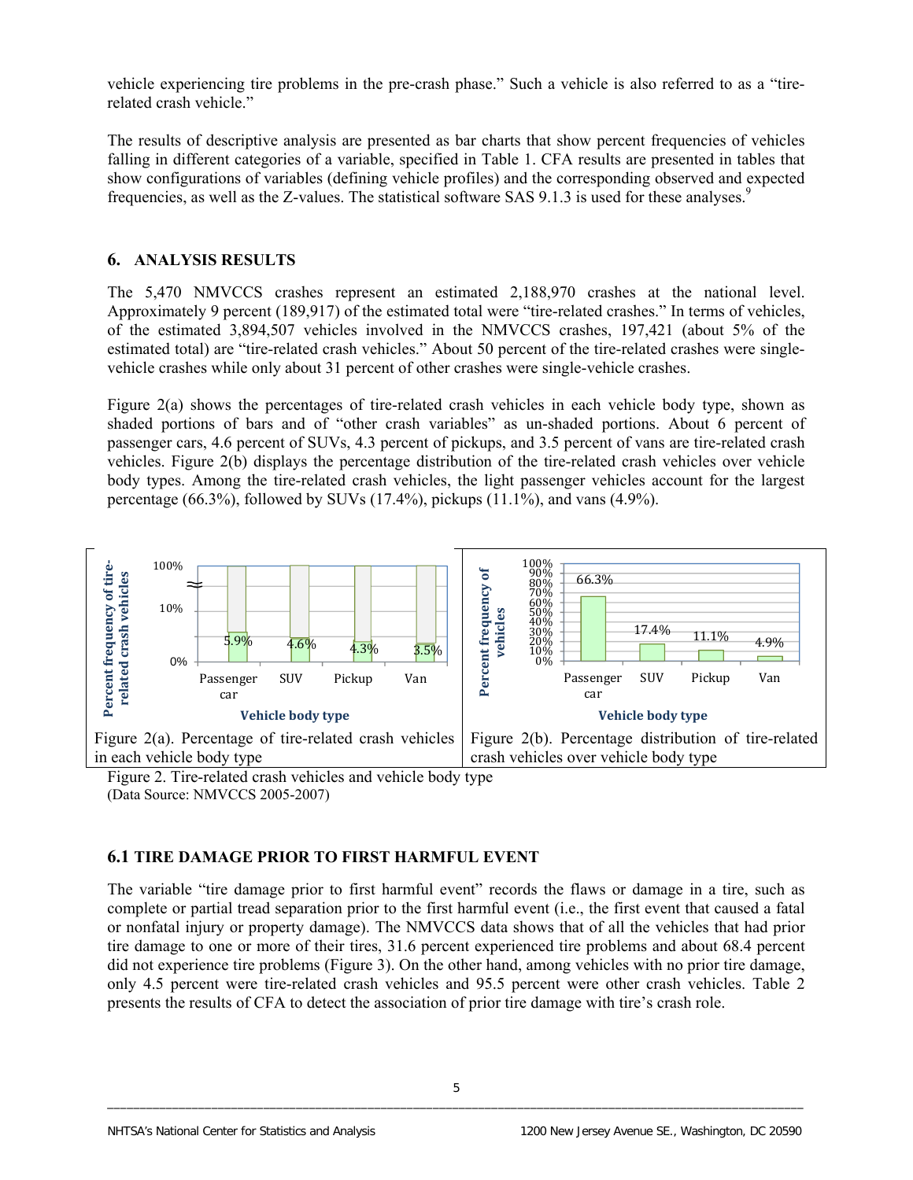vehicle experiencing tire problems in the pre-crash phase." Such a vehicle is also referred to as a "tire-related crash vehicle."

The results of descriptive analysis are presented as bar charts that show percent frequencies of vehicles falling in different categories of a variable, specified in Table 1. CFA results are presented in tables that show configurations of variables (defining vehicle profiles) and the corresponding observed and expected frequencies, as well as the Z-values. The statistical software SAS 9.1.3 is used for these analyses.[9]

## 6. ANALYSIS RESULTS

The 5,470 NMVCCS crashes represent an estimated 2,188,970 crashes at the national level. Approximately 9 percent (189,917) of the estimated total were "tire-related crashes." In terms of vehicles, of the estimated 3,894,507 vehicles involved in the NMVCCS crashes, 197,421 (about 5% of the estimated total) are "tire-related crash vehicles." About 50 percent of the tire-related crashes were single-vehicle crashes while only about 31 percent of other crashes were single-vehicle crashes.

Figure 2(a) shows the percentages of tire-related crash vehicles in each vehicle body type, shown as shaded portions of bars and of "other crash variables" as un-shaded portions. About 6 percent of passenger cars, 4.6 percent of SUVs, 4.3 percent of pickups, and 3.5 percent of vans are tire-related crash vehicles. Figure 2(b) displays the percentage distribution of the tire-related crash vehicles over vehicle body types. Among the tire-related crash vehicles, the light passenger vehicles account for the largest percentage (66.3%), followed by SUVs (17.4%), pickups (11.1%), and vans (4.9%).

Figure 2(a). Percentage of tire-related crash vehicles in each vehicle body type

| Vehicle body type | Percent frequency of tire-related crash vehicles |
|---|---|
| Passenger car | 5.9% |
| SUV | 4.6% |
| Pickup | 4.3% |
| Van | 3.5% |

Figure 2(b). Percentage distribution of tire-related crash vehicles over vehicle body type

| Vehicle body type | Percent frequency of vehicles |
|---|---|
| Passenger car | 66.3% |
| SUV | 17.4% |
| Pickup | 11.1% |
| Van | 4.9% |

Figure 2. Tire-related crash vehicles and vehicle body type
(Data Source: NMVCCS 2005-2007)

### 6.1 TIRE DAMAGE PRIOR TO FIRST HARMFUL EVENT

The variable "tire damage prior to first harmful event" records the flaws or damage in a tire, such as complete or partial tread separation prior to the first harmful event (i.e., the first event that caused a fatal or nonfatal injury or property damage). The NMVCCS data shows that of all the vehicles that had prior tire damage to one or more of their tires, 31.6 percent experienced tire problems and about 68.4 percent did not experience tire problems (Figure 3). On the other hand, among vehicles with no prior tire damage, only 4.5 percent were tire-related crash vehicles and 95.5 percent were other crash vehicles. Table 2 presents the results of CFA to detect the association of prior tire damage with tire's crash role.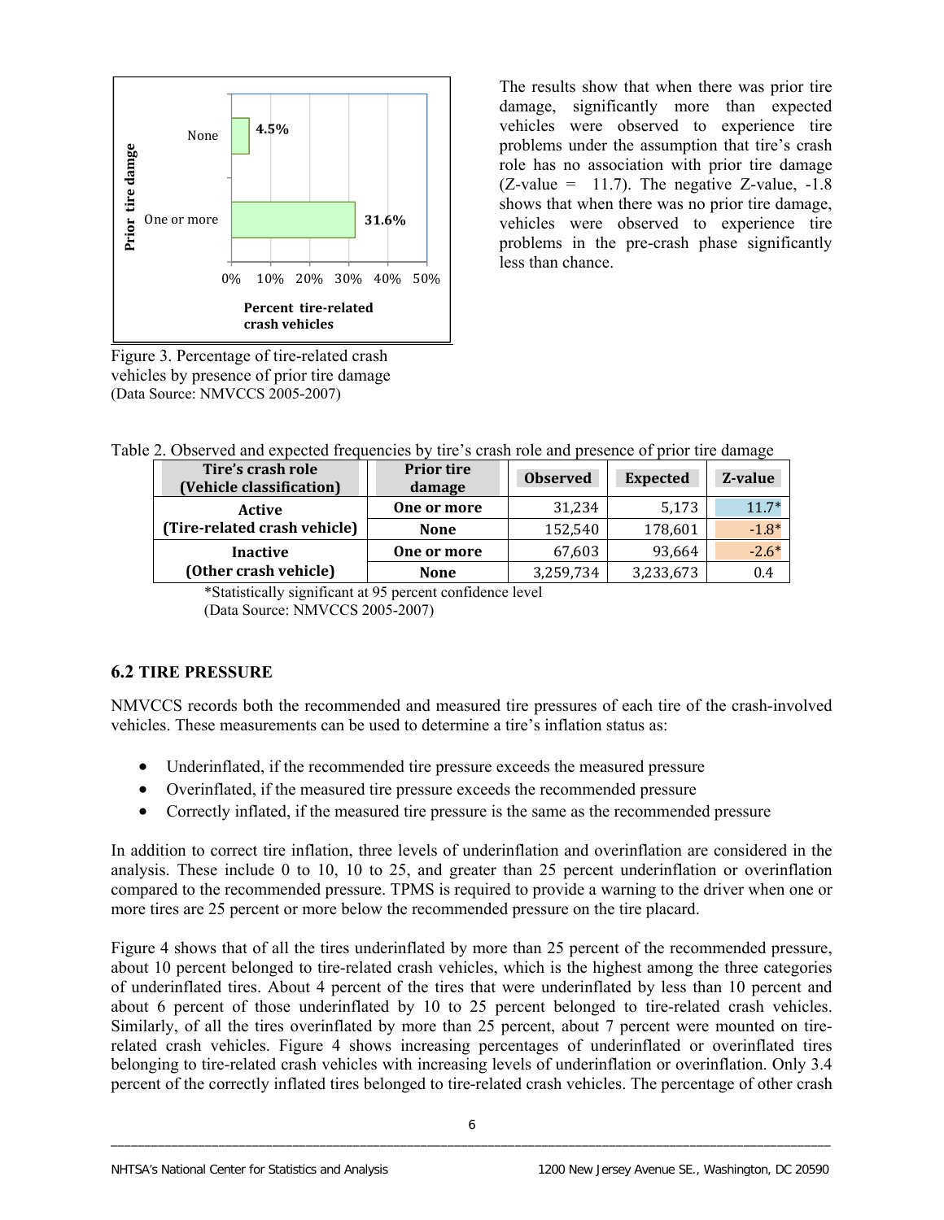Figure 3. Percentage of tire-related crash vehicles by presence of prior tire damage (Data Source: NMVCCS 2005-2007)

The results show that when there was prior tire damage, significantly more than expected vehicles were observed to experience tire problems under the assumption that tire's crash role has no association with prior tire damage (Z-value = 11.7). The negative Z-value, -1.8 shows that when there was no prior tire damage, vehicles were observed to experience tire problems in the pre-crash phase significantly less than chance.

Table 2. Observed and expected frequencies by tire's crash role and presence of prior tire damage

| Tire's crash role (Vehicle classification) | Prior tire damage | Observed | Expected | Z-value |
|---|---|---|---|---|
| Active (Tire-related crash vehicle) | One or more | 31,234 | 5,173 | 11.7* |
| | None | 152,540 | 178,601 | -1.8* |
| Inactive (Other crash vehicle) | One or more | 67,603 | 93,664 | -2.6* |
| | None | 3,259,734 | 3,233,673 | 0.4 |

*Statistically significant at 95 percent confidence level
(Data Source: NMVCCS 2005-2007)

## 6.2 TIRE PRESSURE

NMVCCS records both the recommended and measured tire pressures of each tire of the crash-involved vehicles. These measurements can be used to determine a tire's inflation status as:

- Underinflated, if the recommended tire pressure exceeds the measured pressure
- Overinflated, if the measured tire pressure exceeds the recommended pressure
- Correctly inflated, if the measured tire pressure is the same as the recommended pressure

In addition to correct tire inflation, three levels of underinflation and overinflation are considered in the analysis. These include 0 to 10, 10 to 25, and greater than 25 percent underinflation or overinflation compared to the recommended pressure. TPMS is required to provide a warning to the driver when one or more tires are 25 percent or more below the recommended pressure on the tire placard.

Figure 4 shows that of all the tires underinflated by more than 25 percent of the recommended pressure, about 10 percent belonged to tire-related crash vehicles, which is the highest among the three categories of underinflated tires. About 4 percent of the tires that were underinflated by less than 10 percent and about 6 percent of those underinflated by 10 to 25 percent belonged to tire-related crash vehicles. Similarly, of all the tires overinflated by more than 25 percent, about 7 percent were mounted on tire-related crash vehicles. Figure 4 shows increasing percentages of underinflated or overinflated tires belonging to tire-related crash vehicles with increasing levels of underinflation or overinflation. Only 3.4 percent of the correctly inflated tires belonged to tire-related crash vehicles. The percentage of other crash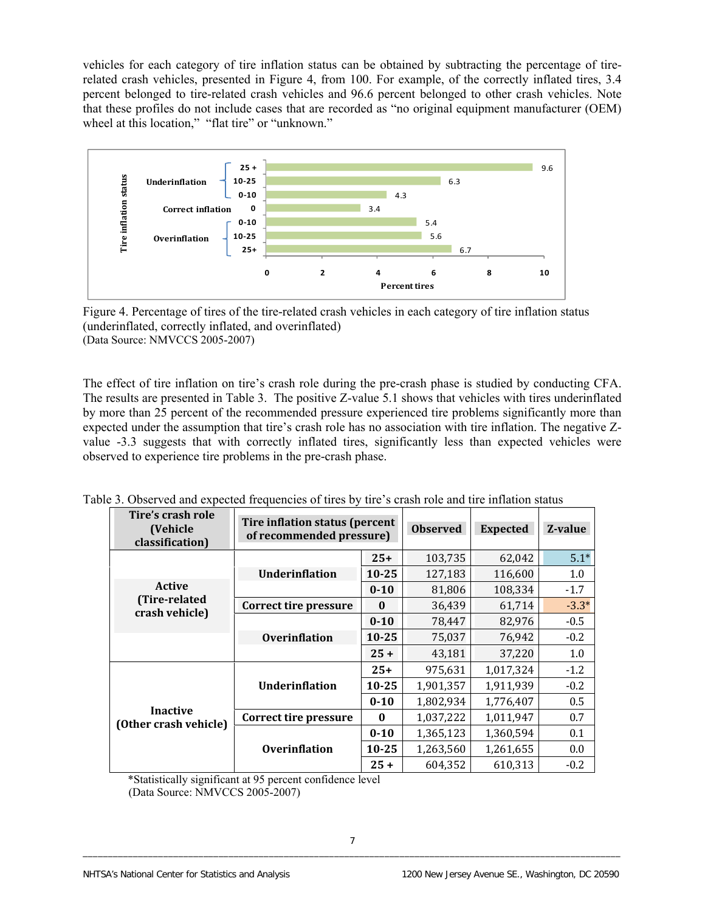vehicles for each category of tire inflation status can be obtained by subtracting the percentage of tire-related crash vehicles, presented in Figure 4, from 100. For example, of the correctly inflated tires, 3.4 percent belonged to tire-related crash vehicles and 96.6 percent belonged to other crash vehicles. Note that these profiles do not include cases that are recorded as "no original equipment manufacturer (OEM) wheel at this location," "flat tire" or "unknown."

| Tire inflation status | | Percent tires |
|---|---|---|
| Underinflation | 25 + | 9.6 |
| | 10-25 | 6.3 |
| | 0-10 | 4.3 |
| Correct inflation | 0 | 3.4 |
| Overinflation | 0-10 | 5.4 |
| | 10-25 | 5.6 |
| | 25+ | 6.7 |

Figure 4. Percentage of tires of the tire-related crash vehicles in each category of tire inflation status (underinflated, correctly inflated, and overinflated)
(Data Source: NMVCCS 2005-2007)

The effect of tire inflation on tire's crash role during the pre-crash phase is studied by conducting CFA. The results are presented in Table 3. The positive Z-value 5.1 shows that vehicles with tires underinflated by more than 25 percent of the recommended pressure experienced tire problems significantly more than expected under the assumption that tire's crash role has no association with tire inflation. The negative Z-value -3.3 suggests that with correctly inflated tires, significantly less than expected vehicles were observed to experience tire problems in the pre-crash phase.

Table 3. Observed and expected frequencies of tires by tire's crash role and tire inflation status

| Tire's crash role (Vehicle classification) | Tire inflation status (percent of recommended pressure) | | Observed | Expected | Z-value |
|---|---|---|---|---|---|
| Active (Tire-related crash vehicle) | Underinflation | 25+ | 103,735 | 62,042 | 5.1* |
| | | 10-25 | 127,183 | 116,600 | 1.0 |
| | | 0-10 | 81,806 | 108,334 | -1.7 |
| | Correct tire pressure | 0 | 36,439 | 61,714 | -3.3* |
| | Overinflation | 0-10 | 78,447 | 82,976 | -0.5 |
| | | 10-25 | 75,037 | 76,942 | -0.2 |
| | | 25 + | 43,181 | 37,220 | 1.0 |
| Inactive (Other crash vehicle) | Underinflation | 25+ | 975,631 | 1,017,324 | -1.2 |
| | | 10-25 | 1,901,357 | 1,911,939 | -0.2 |
| | | 0-10 | 1,802,934 | 1,776,407 | 0.5 |
| | Correct tire pressure | 0 | 1,037,222 | 1,011,947 | 0.7 |
| | Overinflation | 0-10 | 1,365,123 | 1,360,594 | 0.1 |
| | | 10-25 | 1,263,560 | 1,261,655 | 0.0 |
| | | 25 + | 604,352 | 610,313 | -0.2 |

*Statistically significant at 95 percent confidence level
(Data Source: NMVCCS 2005-2007)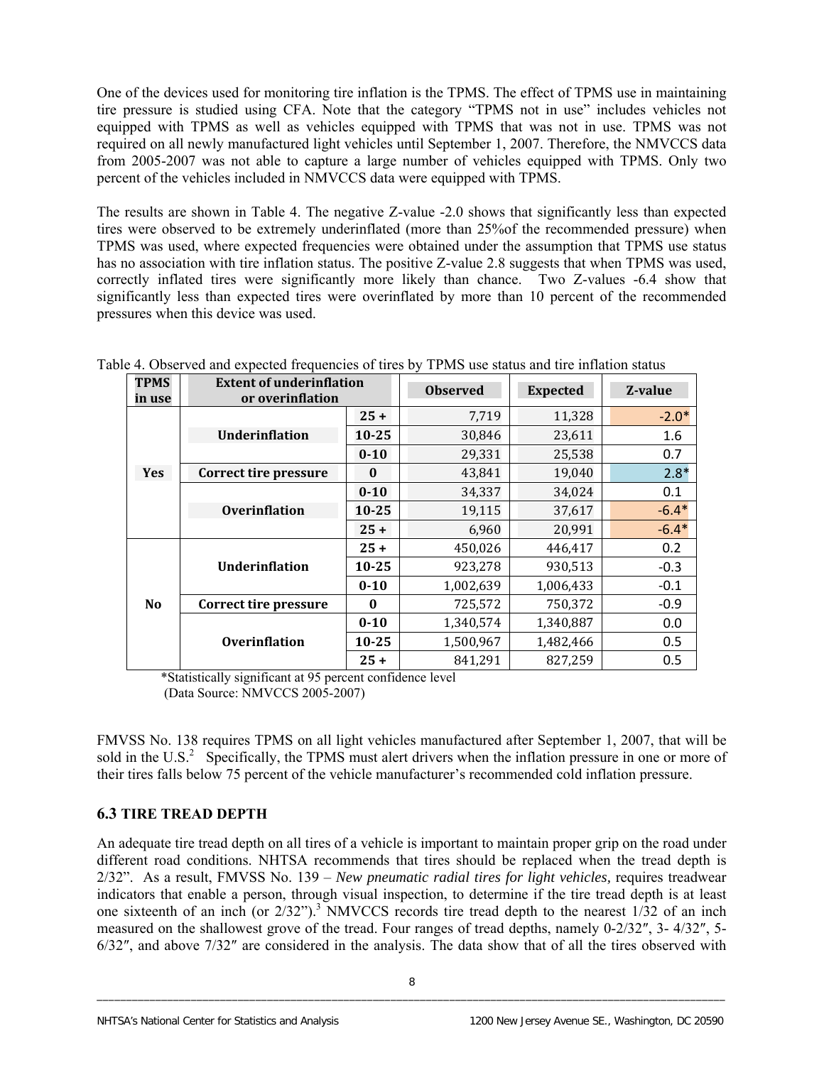One of the devices used for monitoring tire inflation is the TPMS. The effect of TPMS use in maintaining tire pressure is studied using CFA. Note that the category "TPMS not in use" includes vehicles not equipped with TPMS as well as vehicles equipped with TPMS that was not in use. TPMS was not required on all newly manufactured light vehicles until September 1, 2007. Therefore, the NMVCCS data from 2005-2007 was not able to capture a large number of vehicles equipped with TPMS. Only two percent of the vehicles included in NMVCCS data were equipped with TPMS.

The results are shown in Table 4. The negative Z-value -2.0 shows that significantly less than expected tires were observed to be extremely underinflated (more than 25%of the recommended pressure) when TPMS was used, where expected frequencies were obtained under the assumption that TPMS use status has no association with tire inflation status. The positive Z-value 2.8 suggests that when TPMS was used, correctly inflated tires were significantly more likely than chance. Two Z-values -6.4 show that significantly less than expected tires were overinflated by more than 10 percent of the recommended pressures when this device was used.

Table 4. Observed and expected frequencies of tires by TPMS use status and tire inflation status

| TPMS in use | Extent of underinflation or overinflation | | Observed | Expected | Z-value |
|---|---|---|---|---|---|
| Yes | Underinflation | 25 + | 7,719 | 11,328 | -2.0* |
| | | 10-25 | 30,846 | 23,611 | 1.6 |
| | | 0-10 | 29,331 | 25,538 | 0.7 |
| | Correct tire pressure | 0 | 43,841 | 19,040 | 2.8* |
| | Overinflation | 0-10 | 34,337 | 34,024 | 0.1 |
| | | 10-25 | 19,115 | 37,617 | -6.4* |
| | | 25 + | 6,960 | 20,991 | -6.4* |
| No | Underinflation | 25 + | 450,026 | 446,417 | 0.2 |
| | | 10-25 | 923,278 | 930,513 | -0.3 |
| | | 0-10 | 1,002,639 | 1,006,433 | -0.1 |
| | Correct tire pressure | 0 | 725,572 | 750,372 | -0.9 |
| | Overinflation | 0-10 | 1,340,574 | 1,340,887 | 0.0 |
| | | 10-25 | 1,500,967 | 1,482,466 | 0.5 |
| | | 25 + | 841,291 | 827,259 | 0.5 |

*Statistically significant at 95 percent confidence level
(Data Source: NMVCCS 2005-2007)

FMVSS No. 138 requires TPMS on all light vehicles manufactured after September 1, 2007, that will be sold in the U.S.[2] Specifically, the TPMS must alert drivers when the inflation pressure in one or more of their tires falls below 75 percent of the vehicle manufacturer's recommended cold inflation pressure.

### 6.3 TIRE TREAD DEPTH

An adequate tire tread depth on all tires of a vehicle is important to maintain proper grip on the road under different road conditions. NHTSA recommends that tires should be replaced when the tread depth is 2/32". As a result, FMVSS No. 139 – *New pneumatic radial tires for light vehicles,* requires treadwear indicators that enable a person, through visual inspection, to determine if the tire tread depth is at least one sixteenth of an inch (or 2/32").[3] NMVCCS records tire tread depth to the nearest 1/32 of an inch measured on the shallowest grove of the tread. Four ranges of tread depths, namely 0-2/32″, 3- 4/32″, 5-6/32″, and above 7/32″ are considered in the analysis. The data show that of all the tires observed with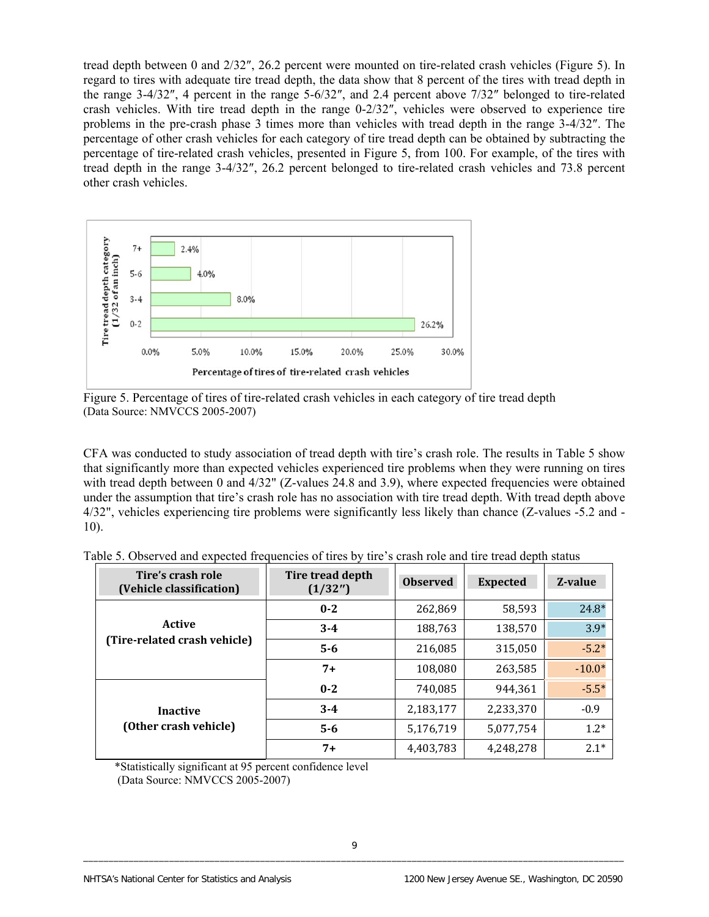tread depth between 0 and 2/32″, 26.2 percent were mounted on tire-related crash vehicles (Figure 5). In regard to tires with adequate tire tread depth, the data show that 8 percent of the tires with tread depth in the range 3-4/32″, 4 percent in the range 5-6/32″, and 2.4 percent above 7/32″ belonged to tire-related crash vehicles. With tire tread depth in the range 0-2/32″, vehicles were observed to experience tire problems in the pre-crash phase 3 times more than vehicles with tread depth in the range 3-4/32″. The percentage of other crash vehicles for each category of tire tread depth can be obtained by subtracting the percentage of tire-related crash vehicles, presented in Figure 5, from 100. For example, of the tires with tread depth in the range 3-4/32″, 26.2 percent belonged to tire-related crash vehicles and 73.8 percent other crash vehicles.

Figure 5. Percentage of tires of tire-related crash vehicles in each category of tire tread depth
(Data Source: NMVCCS 2005-2007)

CFA was conducted to study association of tread depth with tire's crash role. The results in Table 5 show that significantly more than expected vehicles experienced tire problems when they were running on tires with tread depth between 0 and 4/32" (Z-values 24.8 and 3.9), where expected frequencies were obtained under the assumption that tire's crash role has no association with tire tread depth. With tread depth above 4/32", vehicles experiencing tire problems were significantly less likely than chance (Z-values -5.2 and -10).

Table 5. Observed and expected frequencies of tires by tire's crash role and tire tread depth status

| Tire's crash role (Vehicle classification) | Tire tread depth (1/32″) | Observed | Expected | Z-value |
|---|---|---|---|---|
| Active (Tire-related crash vehicle) | 0-2 | 262,869 | 58,593 | 24.8* |
| | 3-4 | 188,763 | 138,570 | 3.9* |
| | 5-6 | 216,085 | 315,050 | -5.2* |
| | 7+ | 108,080 | 263,585 | -10.0* |
| Inactive (Other crash vehicle) | 0-2 | 740,085 | 944,361 | -5.5* |
| | 3-4 | 2,183,177 | 2,233,370 | -0.9 |
| | 5-6 | 5,176,719 | 5,077,754 | 1.2* |
| | 7+ | 4,403,783 | 4,248,278 | 2.1* |

*Statistically significant at 95 percent confidence level
(Data Source: NMVCCS 2005-2007)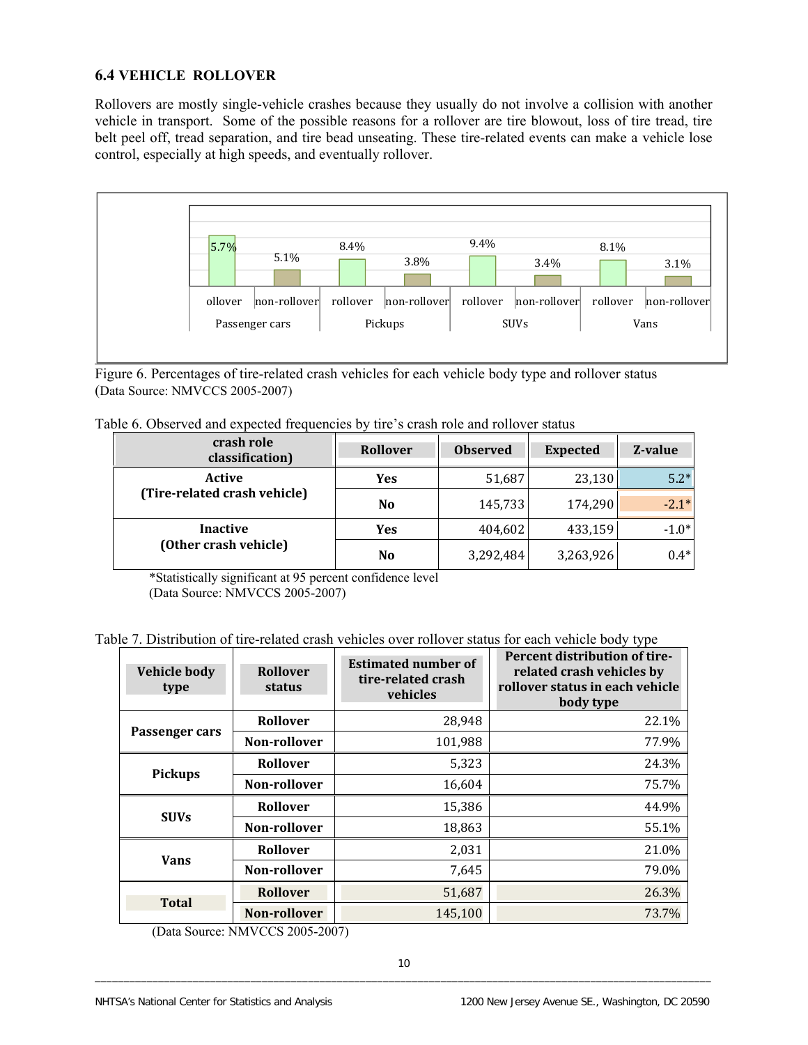## 6.4 VEHICLE ROLLOVER

Rollovers are mostly single-vehicle crashes because they usually do not involve a collision with another vehicle in transport. Some of the possible reasons for a rollover are tire blowout, loss of tire tread, tire belt peel off, tread separation, and tire bead unseating. These tire-related events can make a vehicle lose control, especially at high speeds, and eventually rollover.

| | Passenger cars | | Pickups | | SUVs | | Vans | |
|---|---|---|---|---|---|---|---|---|
| | rollover | non-rollover | rollover | non-rollover | rollover | non-rollover | rollover | non-rollover |
| Percent | 5.7% | 5.1% | 8.4% | 3.8% | 9.4% | 3.4% | 8.1% | 3.1% |

Figure 6. Percentages of tire-related crash vehicles for each vehicle body type and rollover status (Data Source: NMVCCS 2005-2007)

Table 6. Observed and expected frequencies by tire's crash role and rollover status

| crash role classification) | Rollover | Observed | Expected | Z-value |
|---|---|---|---|---|
| Active (Tire-related crash vehicle) | Yes | 51,687 | 23,130 | 5.2* |
| | No | 145,733 | 174,290 | -2.1* |
| Inactive (Other crash vehicle) | Yes | 404,602 | 433,159 | -1.0* |
| | No | 3,292,484 | 3,263,926 | 0.4* |

*Statistically significant at 95 percent confidence level
(Data Source: NMVCCS 2005-2007)

Table 7. Distribution of tire-related crash vehicles over rollover status for each vehicle body type

| Vehicle body type | Rollover status | Estimated number of tire-related crash vehicles | Percent distribution of tire-related crash vehicles by rollover status in each vehicle body type |
|---|---|---|---|
| Passenger cars | Rollover | 28,948 | 22.1% |
| | Non-rollover | 101,988 | 77.9% |
| Pickups | Rollover | 5,323 | 24.3% |
| | Non-rollover | 16,604 | 75.7% |
| SUVs | Rollover | 15,386 | 44.9% |
| | Non-rollover | 18,863 | 55.1% |
| Vans | Rollover | 2,031 | 21.0% |
| | Non-rollover | 7,645 | 79.0% |
| Total | Rollover | 51,687 | 26.3% |
| | Non-rollover | 145,100 | 73.7% |

(Data Source: NMVCCS 2005-2007)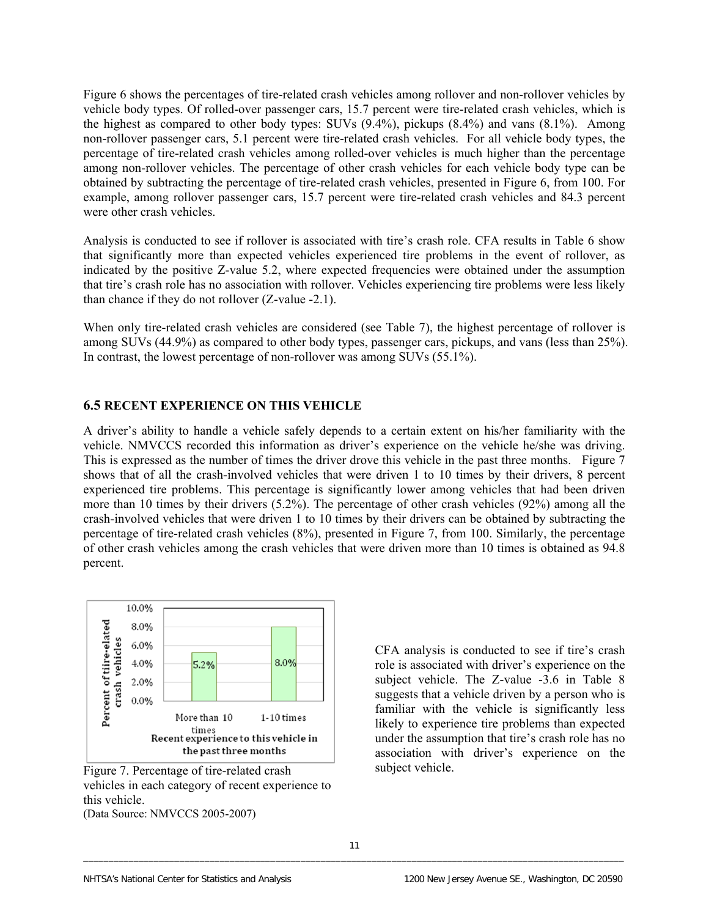Figure 6 shows the percentages of tire-related crash vehicles among rollover and non-rollover vehicles by vehicle body types. Of rolled-over passenger cars, 15.7 percent were tire-related crash vehicles, which is the highest as compared to other body types: SUVs (9.4%), pickups (8.4%) and vans (8.1%). Among non-rollover passenger cars, 5.1 percent were tire-related crash vehicles. For all vehicle body types, the percentage of tire-related crash vehicles among rolled-over vehicles is much higher than the percentage among non-rollover vehicles. The percentage of other crash vehicles for each vehicle body type can be obtained by subtracting the percentage of tire-related crash vehicles, presented in Figure 6, from 100. For example, among rollover passenger cars, 15.7 percent were tire-related crash vehicles and 84.3 percent were other crash vehicles.

Analysis is conducted to see if rollover is associated with tire's crash role. CFA results in Table 6 show that significantly more than expected vehicles experienced tire problems in the event of rollover, as indicated by the positive Z-value 5.2, where expected frequencies were obtained under the assumption that tire's crash role has no association with rollover. Vehicles experiencing tire problems were less likely than chance if they do not rollover (Z-value -2.1).

When only tire-related crash vehicles are considered (see Table 7), the highest percentage of rollover is among SUVs (44.9%) as compared to other body types, passenger cars, pickups, and vans (less than 25%). In contrast, the lowest percentage of non-rollover was among SUVs (55.1%).

## 6.5 RECENT EXPERIENCE ON THIS VEHICLE

A driver's ability to handle a vehicle safely depends to a certain extent on his/her familiarity with the vehicle. NMVCCS recorded this information as driver's experience on the vehicle he/she was driving. This is expressed as the number of times the driver drove this vehicle in the past three months. Figure 7 shows that of all the crash-involved vehicles that were driven 1 to 10 times by their drivers, 8 percent experienced tire problems. This percentage is significantly lower among vehicles that had been driven more than 10 times by their drivers (5.2%). The percentage of other crash vehicles (92%) among all the crash-involved vehicles that were driven 1 to 10 times by their drivers can be obtained by subtracting the percentage of tire-related crash vehicles (8%), presented in Figure 7, from 100. Similarly, the percentage of other crash vehicles among the crash vehicles that were driven more than 10 times is obtained as 94.8 percent.

| Recent experience to this vehicle in the past three months | Percent of tire-related crash vehicles |
|---|---|
| More than 10 times | 5.2% |
| 1-10 times | 8.0% |

Figure 7. Percentage of tire-related crash vehicles in each category of recent experience to this vehicle.
(Data Source: NMVCCS 2005-2007)

CFA analysis is conducted to see if tire's crash role is associated with driver's experience on the subject vehicle. The Z-value -3.6 in Table 8 suggests that a vehicle driven by a person who is familiar with the vehicle is significantly less likely to experience tire problems than expected under the assumption that tire's crash role has no association with driver's experience on the subject vehicle.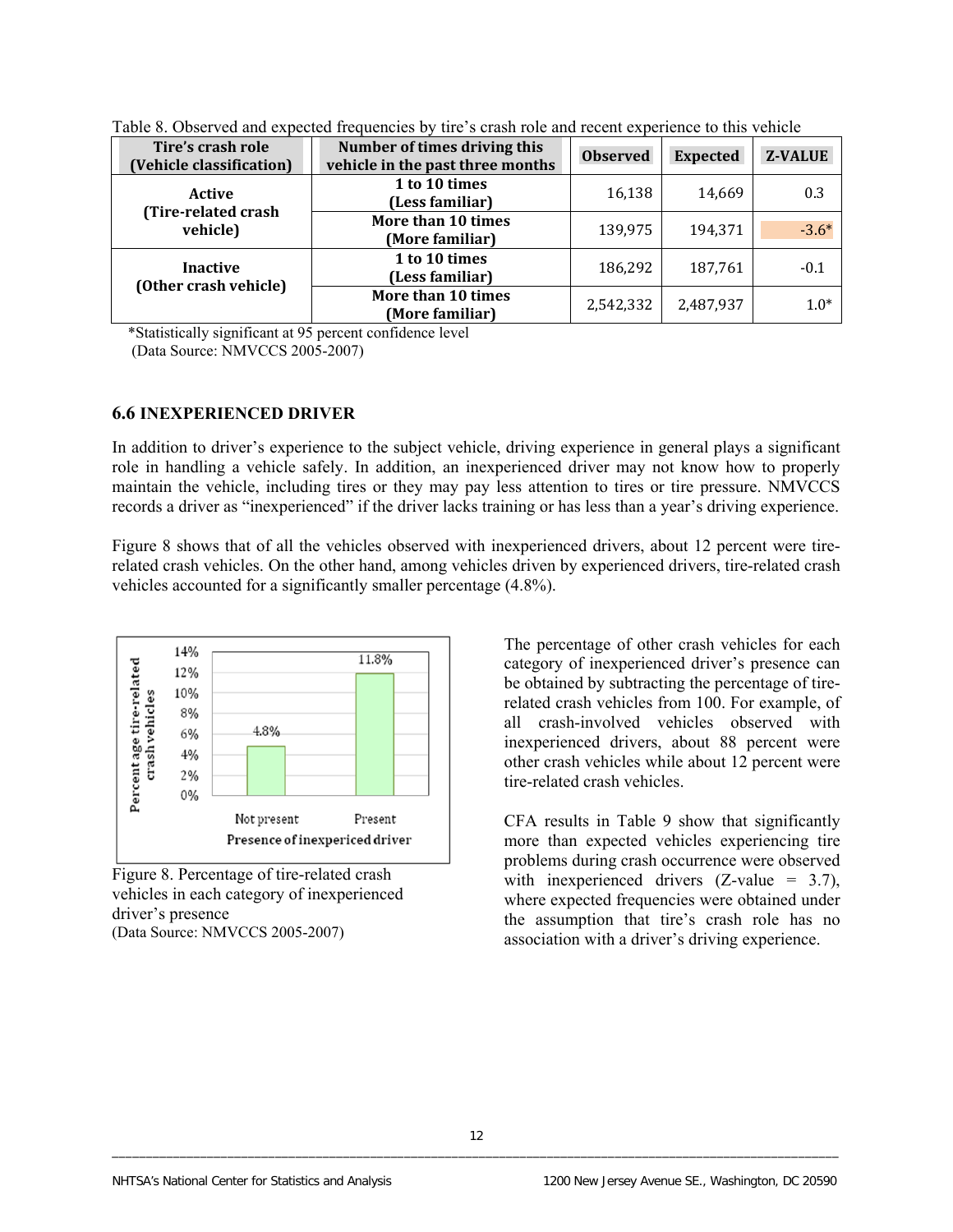Table 8. Observed and expected frequencies by tire's crash role and recent experience to this vehicle

| Tire's crash role (Vehicle classification) | Number of times driving this vehicle in the past three months | Observed | Expected | Z-VALUE |
|---|---|---|---|---|
| Active (Tire-related crash vehicle) | 1 to 10 times (Less familiar) | 16,138 | 14,669 | 0.3 |
| | More than 10 times (More familiar) | 139,975 | 194,371 | -3.6* |
| Inactive (Other crash vehicle) | 1 to 10 times (Less familiar) | 186,292 | 187,761 | -0.1 |
| | More than 10 times (More familiar) | 2,542,332 | 2,487,937 | 1.0* |

*Statistically significant at 95 percent confidence level
(Data Source: NMVCCS 2005-2007)

### 6.6 INEXPERIENCED DRIVER

In addition to driver's experience to the subject vehicle, driving experience in general plays a significant role in handling a vehicle safely. In addition, an inexperienced driver may not know how to properly maintain the vehicle, including tires or they may pay less attention to tires or tire pressure. NMVCCS records a driver as "inexperienced" if the driver lacks training or has less than a year's driving experience.

Figure 8 shows that of all the vehicles observed with inexperienced drivers, about 12 percent were tire-related crash vehicles. On the other hand, among vehicles driven by experienced drivers, tire-related crash vehicles accounted for a significantly smaller percentage (4.8%).

Figure 8. Percentage of tire-related crash vehicles in each category of inexperienced driver's presence
(Data Source: NMVCCS 2005-2007)

The percentage of other crash vehicles for each category of inexperienced driver's presence can be obtained by subtracting the percentage of tire-related crash vehicles from 100. For example, of all crash-involved vehicles observed with inexperienced drivers, about 88 percent were other crash vehicles while about 12 percent were tire-related crash vehicles.

CFA results in Table 9 show that significantly more than expected vehicles experiencing tire problems during crash occurrence were observed with inexperienced drivers (Z-value = 3.7), where expected frequencies were obtained under the assumption that tire's crash role has no association with a driver's driving experience.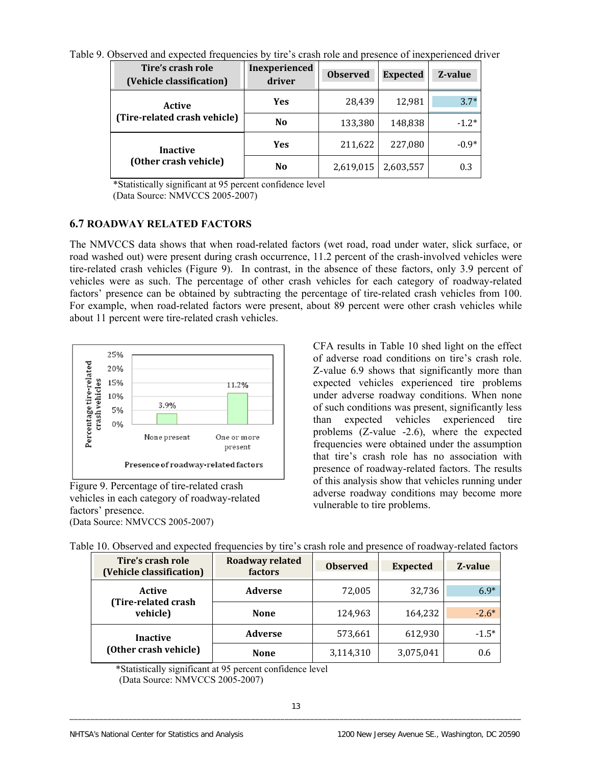Table 9. Observed and expected frequencies by tire's crash role and presence of inexperienced driver

| Tire's crash role (Vehicle classification) | Inexperienced driver | Observed | Expected | Z-value |
|---|---|---|---|---|
| Active (Tire-related crash vehicle) | Yes | 28,439 | 12,981 | 3.7* |
| | No | 133,380 | 148,838 | -1.2* |
| Inactive (Other crash vehicle) | Yes | 211,622 | 227,080 | -0.9* |
| | No | 2,619,015 | 2,603,557 | 0.3 |

*Statistically significant at 95 percent confidence level
(Data Source: NMVCCS 2005-2007)

## 6.7 ROADWAY RELATED FACTORS

The NMVCCS data shows that when road-related factors (wet road, road under water, slick surface, or road washed out) were present during crash occurrence, 11.2 percent of the crash-involved vehicles were tire-related crash vehicles (Figure 9). In contrast, in the absence of these factors, only 3.9 percent of vehicles were as such. The percentage of other crash vehicles for each category of roadway-related factors' presence can be obtained by subtracting the percentage of tire-related crash vehicles from 100. For example, when road-related factors were present, about 89 percent were other crash vehicles while about 11 percent were tire-related crash vehicles.

| Presence of roadway-related factors | Percentage tire-related crash vehicles |
|---|---|
| None present | 3.9% |
| One or more present | 11.2% |

Figure 9. Percentage of tire-related crash vehicles in each category of roadway-related factors' presence.
(Data Source: NMVCCS 2005-2007)

CFA results in Table 10 shed light on the effect of adverse road conditions on tire's crash role. Z-value 6.9 shows that significantly more than expected vehicles experienced tire problems under adverse roadway conditions. When none of such conditions was present, significantly less than expected vehicles experienced tire problems (Z-value -2.6), where the expected frequencies were obtained under the assumption that tire's crash role has no association with presence of roadway-related factors. The results of this analysis show that vehicles running under adverse roadway conditions may become more vulnerable to tire problems.

Table 10. Observed and expected frequencies by tire's crash role and presence of roadway-related factors

| Tire's crash role (Vehicle classification) | Roadway related factors | Observed | Expected | Z-value |
|---|---|---|---|---|
| Active (Tire-related crash vehicle) | Adverse | 72,005 | 32,736 | 6.9* |
| | None | 124,963 | 164,232 | -2.6* |
| Inactive (Other crash vehicle) | Adverse | 573,661 | 612,930 | -1.5* |
| | None | 3,114,310 | 3,075,041 | 0.6 |

*Statistically significant at 95 percent confidence level
(Data Source: NMVCCS 2005-2007)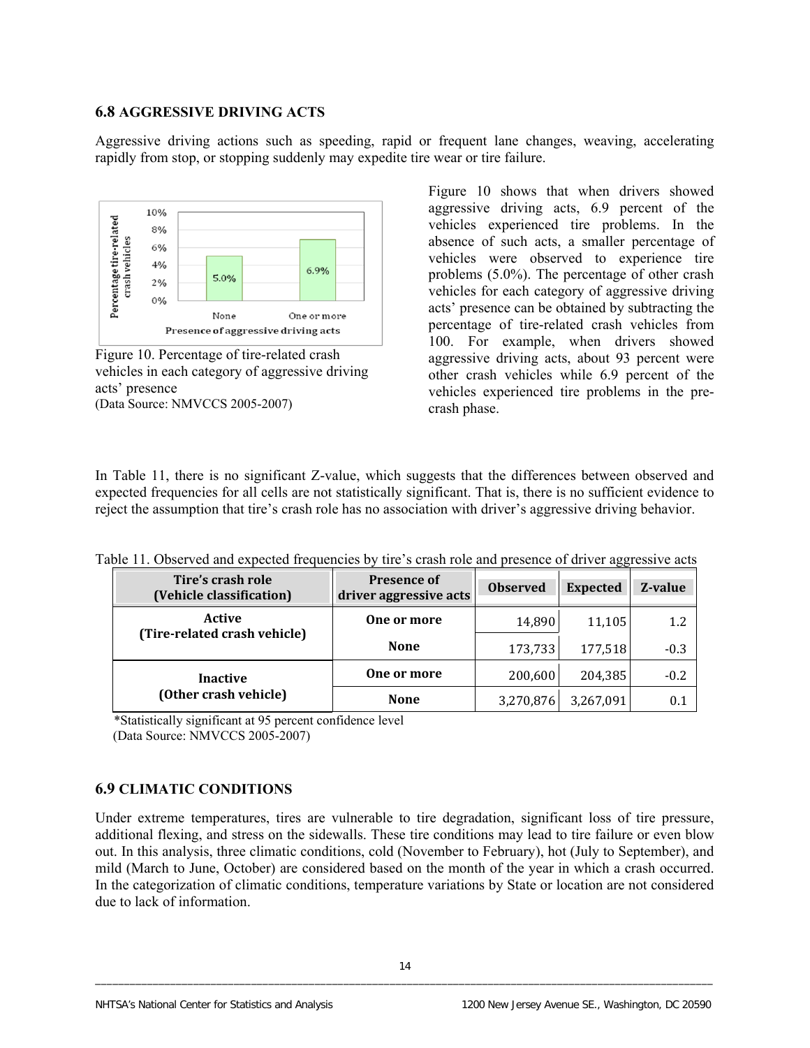### 6.8 AGGRESSIVE DRIVING ACTS

Aggressive driving actions such as speeding, rapid or frequent lane changes, weaving, accelerating rapidly from stop, or stopping suddenly may expedite tire wear or tire failure.

Figure 10. Percentage of tire-related crash vehicles in each category of aggressive driving acts' presence
(Data Source: NMVCCS 2005-2007)

Figure 10 shows that when drivers showed aggressive driving acts, 6.9 percent of the vehicles experienced tire problems. In the absence of such acts, a smaller percentage of vehicles were observed to experience tire problems (5.0%). The percentage of other crash vehicles for each category of aggressive driving acts' presence can be obtained by subtracting the percentage of tire-related crash vehicles from 100. For example, when drivers showed aggressive driving acts, about 93 percent were other crash vehicles while 6.9 percent of the vehicles experienced tire problems in the pre-crash phase.

In Table 11, there is no significant Z-value, which suggests that the differences between observed and expected frequencies for all cells are not statistically significant. That is, there is no sufficient evidence to reject the assumption that tire's crash role has no association with driver's aggressive driving behavior.

Table 11. Observed and expected frequencies by tire's crash role and presence of driver aggressive acts

| Tire's crash role (Vehicle classification) | Presence of driver aggressive acts | Observed | Expected | Z-value |
|---|---|---|---|---|
| Active (Tire-related crash vehicle) | One or more | 14,890 | 11,105 | 1.2 |
| | None | 173,733 | 177,518 | -0.3 |
| Inactive (Other crash vehicle) | One or more | 200,600 | 204,385 | -0.2 |
| | None | 3,270,876 | 3,267,091 | 0.1 |

*Statistically significant at 95 percent confidence level
(Data Source: NMVCCS 2005-2007)

### 6.9 CLIMATIC CONDITIONS

Under extreme temperatures, tires are vulnerable to tire degradation, significant loss of tire pressure, additional flexing, and stress on the sidewalls. These tire conditions may lead to tire failure or even blow out. In this analysis, three climatic conditions, cold (November to February), hot (July to September), and mild (March to June, October) are considered based on the month of the year in which a crash occurred. In the categorization of climatic conditions, temperature variations by State or location are not considered due to lack of information.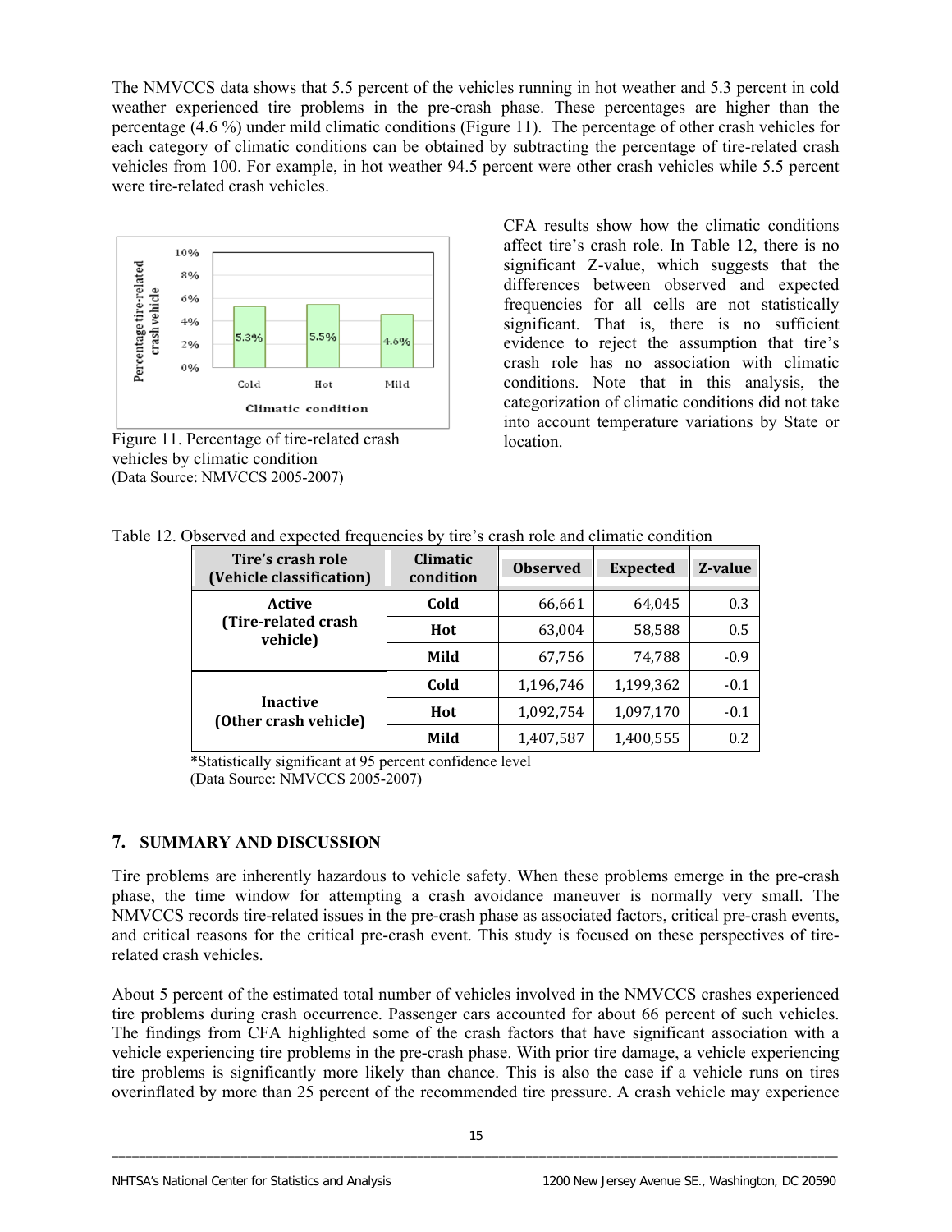The NMVCCS data shows that 5.5 percent of the vehicles running in hot weather and 5.3 percent in cold weather experienced tire problems in the pre-crash phase. These percentages are higher than the percentage (4.6 %) under mild climatic conditions (Figure 11). The percentage of other crash vehicles for each category of climatic conditions can be obtained by subtracting the percentage of tire-related crash vehicles from 100. For example, in hot weather 94.5 percent were other crash vehicles while 5.5 percent were tire-related crash vehicles.

Figure 11. Percentage of tire-related crash vehicles by climatic condition
(Data Source: NMVCCS 2005-2007)

CFA results show how the climatic conditions affect tire's crash role. In Table 12, there is no significant Z-value, which suggests that the differences between observed and expected frequencies for all cells are not statistically significant. That is, there is no sufficient evidence to reject the assumption that tire's crash role has no association with climatic conditions. Note that in this analysis, the categorization of climatic conditions did not take into account temperature variations by State or location.

Table 12. Observed and expected frequencies by tire's crash role and climatic condition

| Tire's crash role (Vehicle classification) | Climatic condition | Observed | Expected | Z-value |
|---|---|---|---|---|
| Active (Tire-related crash vehicle) | Cold | 66,661 | 64,045 | 0.3 |
| | Hot | 63,004 | 58,588 | 0.5 |
| | Mild | 67,756 | 74,788 | -0.9 |
| Inactive (Other crash vehicle) | Cold | 1,196,746 | 1,199,362 | -0.1 |
| | Hot | 1,092,754 | 1,097,170 | -0.1 |
| | Mild | 1,407,587 | 1,400,555 | 0.2 |

*Statistically significant at 95 percent confidence level
(Data Source: NMVCCS 2005-2007)

## 7. SUMMARY AND DISCUSSION

Tire problems are inherently hazardous to vehicle safety. When these problems emerge in the pre-crash phase, the time window for attempting a crash avoidance maneuver is normally very small. The NMVCCS records tire-related issues in the pre-crash phase as associated factors, critical pre-crash events, and critical reasons for the critical pre-crash event. This study is focused on these perspectives of tire-related crash vehicles.

About 5 percent of the estimated total number of vehicles involved in the NMVCCS crashes experienced tire problems during crash occurrence. Passenger cars accounted for about 66 percent of such vehicles. The findings from CFA highlighted some of the crash factors that have significant association with a vehicle experiencing tire problems in the pre-crash phase. With prior tire damage, a vehicle experiencing tire problems is significantly more likely than chance. This is also the case if a vehicle runs on tires overinflated by more than 25 percent of the recommended tire pressure. A crash vehicle may experience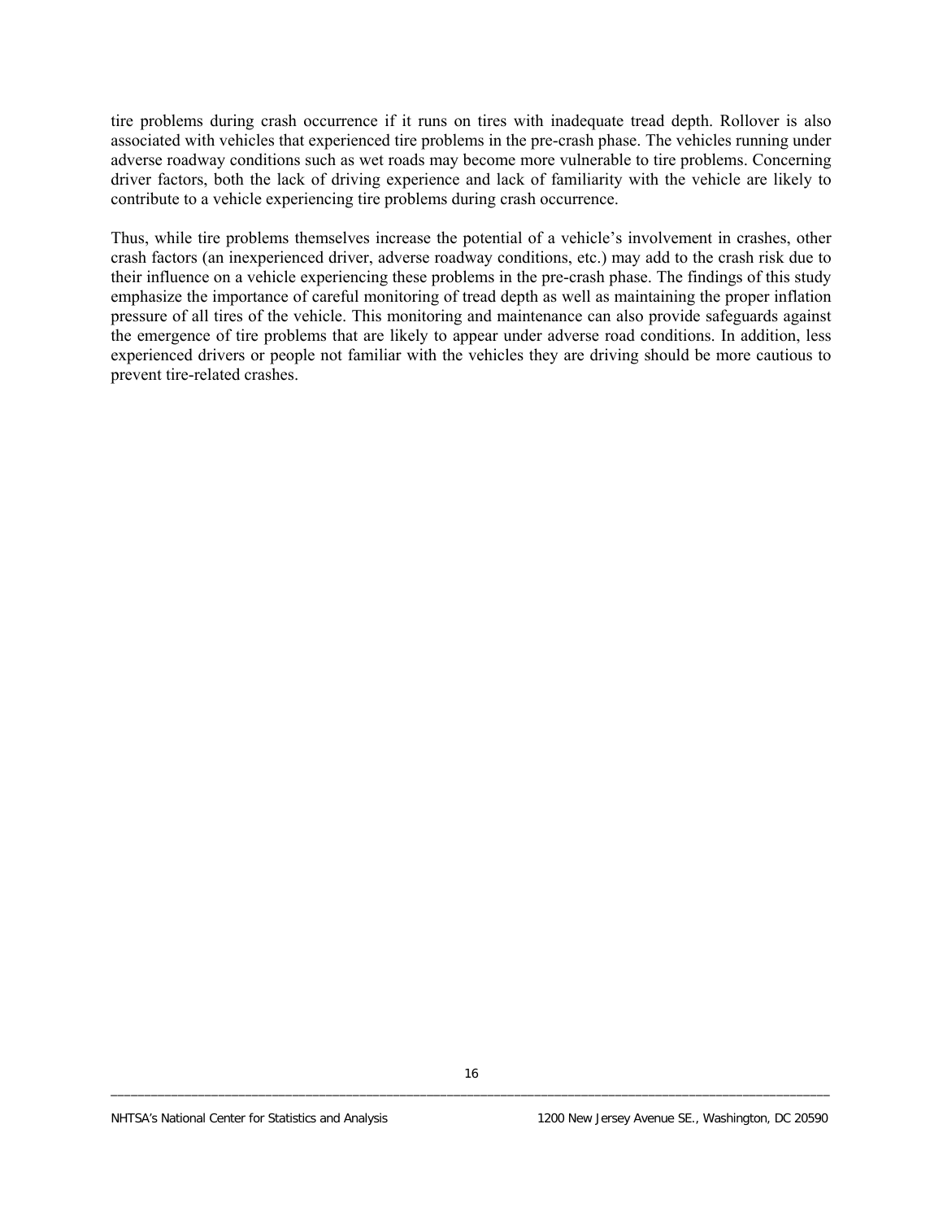tire problems during crash occurrence if it runs on tires with inadequate tread depth. Rollover is also associated with vehicles that experienced tire problems in the pre-crash phase. The vehicles running under adverse roadway conditions such as wet roads may become more vulnerable to tire problems. Concerning driver factors, both the lack of driving experience and lack of familiarity with the vehicle are likely to contribute to a vehicle experiencing tire problems during crash occurrence.

Thus, while tire problems themselves increase the potential of a vehicle's involvement in crashes, other crash factors (an inexperienced driver, adverse roadway conditions, etc.) may add to the crash risk due to their influence on a vehicle experiencing these problems in the pre-crash phase. The findings of this study emphasize the importance of careful monitoring of tread depth as well as maintaining the proper inflation pressure of all tires of the vehicle. This monitoring and maintenance can also provide safeguards against the emergence of tire problems that are likely to appear under adverse road conditions. In addition, less experienced drivers or people not familiar with the vehicles they are driving should be more cautious to prevent tire-related crashes.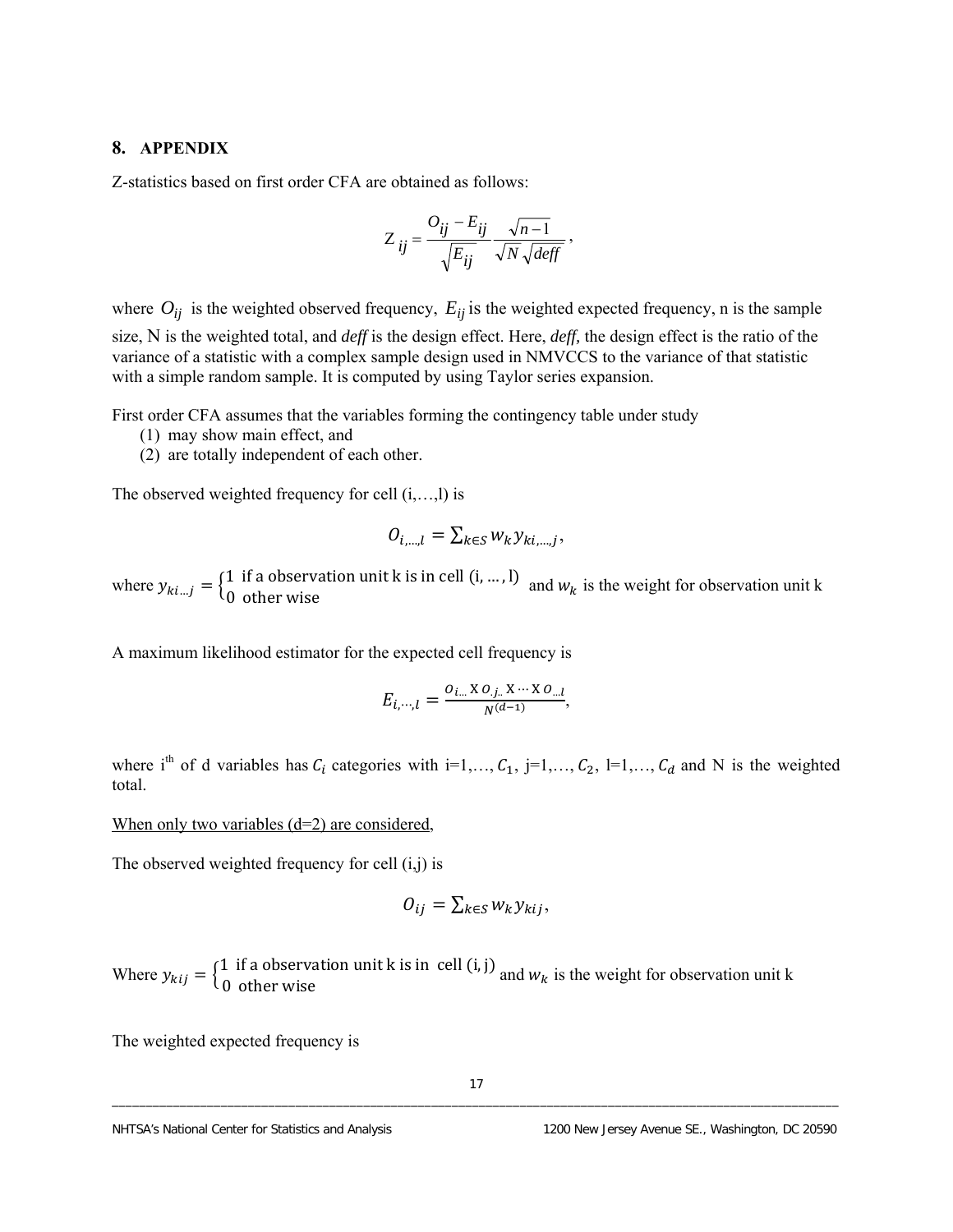## 8. APPENDIX

Z-statistics based on first order CFA are obtained as follows:

$$Z_{ij} = \frac{O_{ij} - E_{ij}}{\sqrt{E_{ij}}} \frac{\sqrt{n-1}}{\sqrt{N}\sqrt{deff}},$$

where $O_{ij}$ is the weighted observed frequency, $E_{ij}$ is the weighted expected frequency, n is the sample size, N is the weighted total, and *deff* is the design effect. Here, *deff,* the design effect is the ratio of the variance of a statistic with a complex sample design used in NMVCCS to the variance of that statistic with a simple random sample. It is computed by using Taylor series expansion.

First order CFA assumes that the variables forming the contingency table under study

(1) may show main effect, and
(2) are totally independent of each other.

The observed weighted frequency for cell (i,…,l) is

$$O_{i,\ldots,l} = \sum_{k \in S} w_k y_{ki,\ldots,j},$$

where $y_{ki\ldots j} = \begin{cases} 1 & \text{if a observation unit k is in cell (i, ... , l)} \\ 0 & \text{other wise} \end{cases}$ and $w_k$ is the weight for observation unit k

A maximum likelihood estimator for the expected cell frequency is

$$E_{i,\cdots,l} = \frac{O_{i\ldots} \text{ X } O_{.j..} \text{ X } \cdots \text{ X } O_{\ldots l}}{N^{(d-1)}},$$

where $i^{th}$ of d variables has $C_i$ categories with i=1,…, $C_1$, j=1,…, $C_2$, l=1,…, $C_d$ and N is the weighted total.

When only two variables (d=2) are considered,

The observed weighted frequency for cell (i,j) is

$$O_{ij} = \sum_{k \in S} w_k y_{kij},$$

Where $y_{kij} = \begin{cases} 1 & \text{if a observation unit k is in cell (i, j)} \\ 0 & \text{other wise} \end{cases}$ and $w_k$ is the weight for observation unit k

The weighted expected frequency is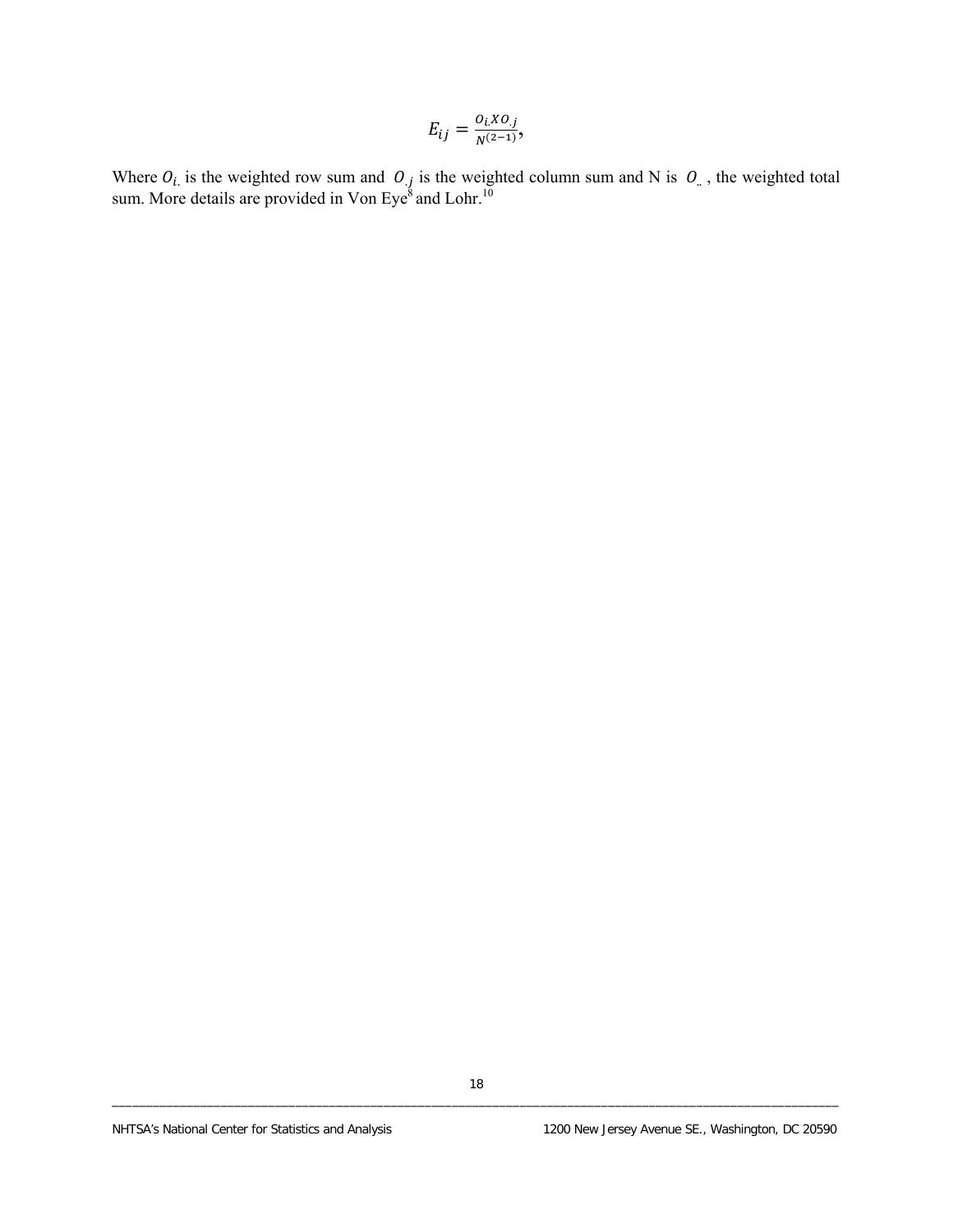$$E_{ij} = \frac{O_{i.} X O_{.j}}{N^{(2-1)}},$$

Where $O_{i.}$ is the weighted row sum and $O_{.j}$ is the weighted column sum and N is $O_{..}$, the weighted total sum. More details are provided in Von Eye[8] and Lohr.[10]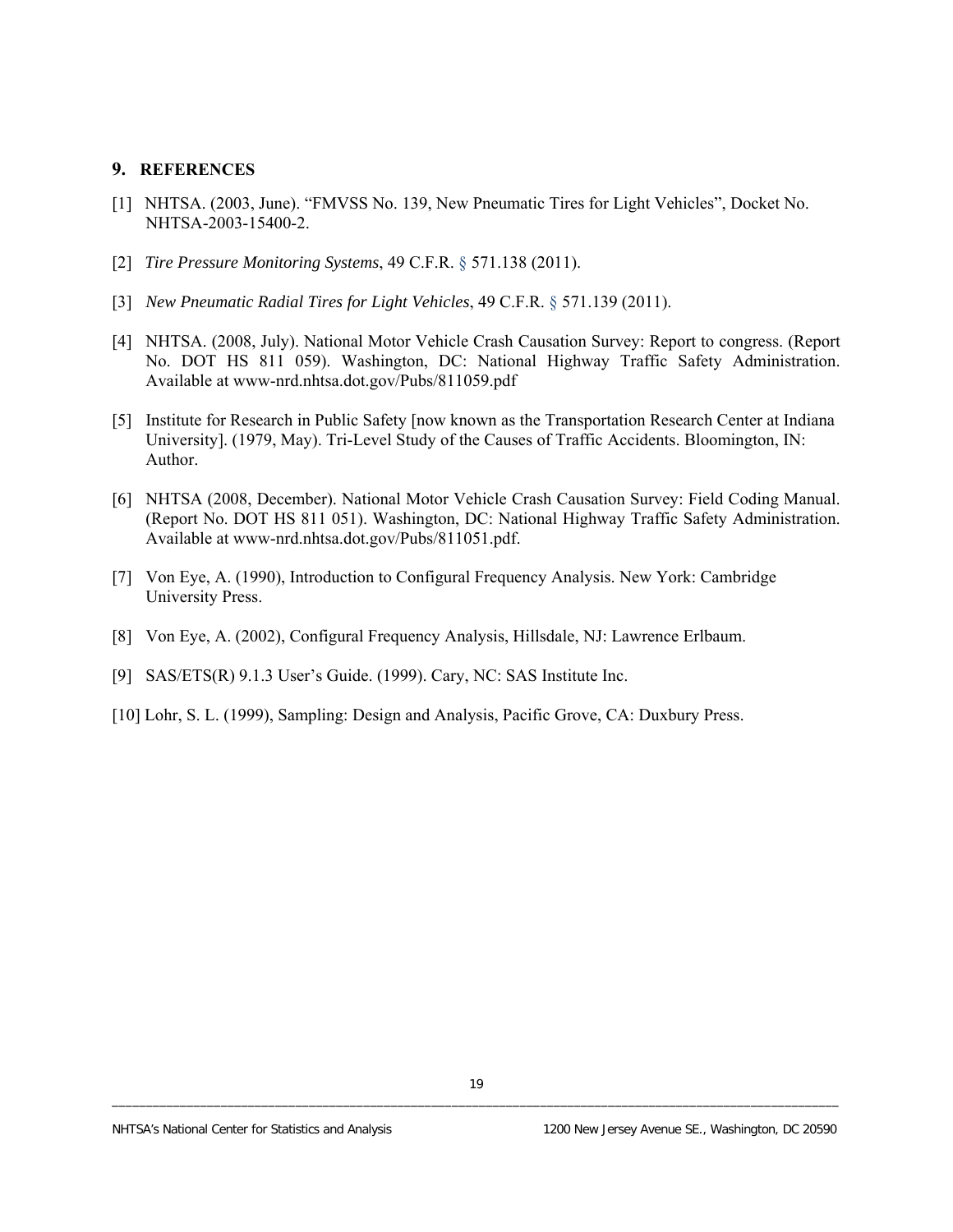## 9. REFERENCES

[1] NHTSA. (2003, June). "FMVSS No. 139, New Pneumatic Tires for Light Vehicles", Docket No. NHTSA-2003-15400-2.

[2] *Tire Pressure Monitoring Systems*, 49 C.F.R. § 571.138 (2011).

[3] *New Pneumatic Radial Tires for Light Vehicles*, 49 C.F.R. § 571.139 (2011).

[4] NHTSA. (2008, July). National Motor Vehicle Crash Causation Survey: Report to congress. (Report No. DOT HS 811 059). Washington, DC: National Highway Traffic Safety Administration. Available at www-nrd.nhtsa.dot.gov/Pubs/811059.pdf

[5] Institute for Research in Public Safety [now known as the Transportation Research Center at Indiana University]. (1979, May). Tri-Level Study of the Causes of Traffic Accidents. Bloomington, IN: Author.

[6] NHTSA (2008, December). National Motor Vehicle Crash Causation Survey: Field Coding Manual. (Report No. DOT HS 811 051). Washington, DC: National Highway Traffic Safety Administration. Available at www-nrd.nhtsa.dot.gov/Pubs/811051.pdf.

[7] Von Eye, A. (1990), Introduction to Configural Frequency Analysis. New York: Cambridge University Press.

[8] Von Eye, A. (2002), Configural Frequency Analysis, Hillsdale, NJ: Lawrence Erlbaum.

[9] SAS/ETS(R) 9.1.3 User's Guide. (1999). Cary, NC: SAS Institute Inc.

[10] Lohr, S. L. (1999), Sampling: Design and Analysis, Pacific Grove, CA: Duxbury Press.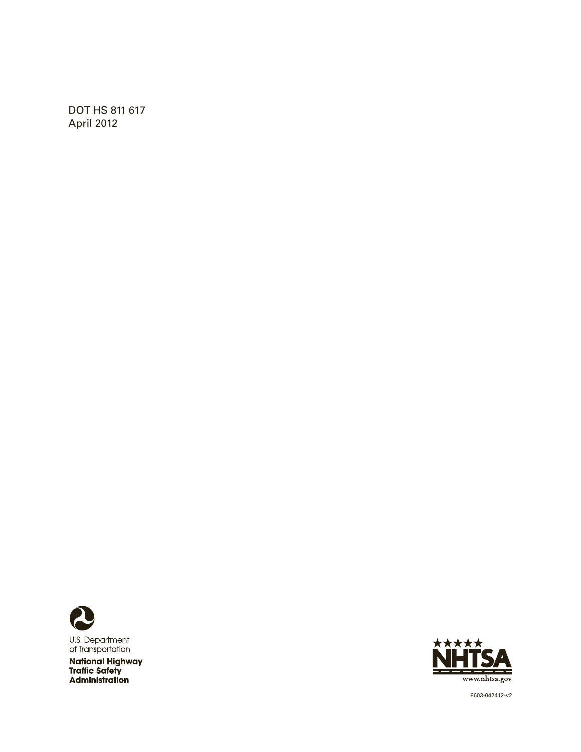DOT HS 811 617
April 2012

U.S. Department of Transportation

**National Highway Traffic Safety Administration**

NHTSA

www.nhtsa.gov

8603-042412-v2